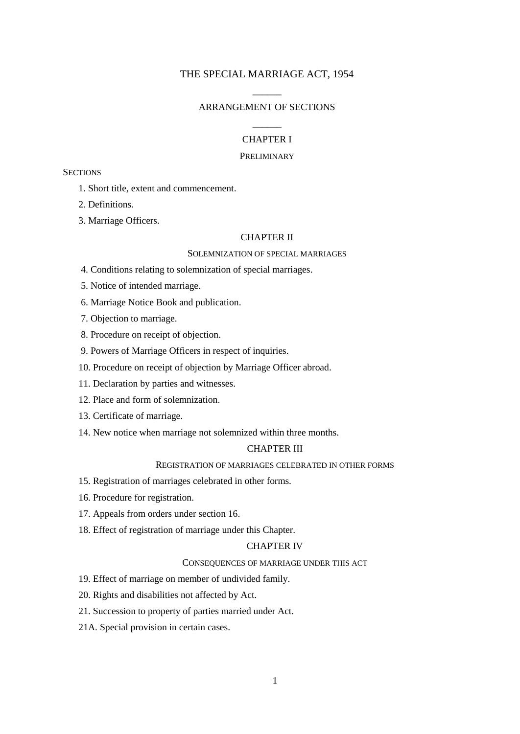# THE SPECIAL MARRIAGE ACT, 1954

______

## ARRANGEMENT OF SECTIONS

______

### CHAPTER I

#### PRELIMINARY

SECTIONS

1. Short title, extent and commencement.
2. Definitions.
3. Marriage Officers.

### CHAPTER II

#### SOLEMNIZATION OF SPECIAL MARRIAGES

4. Conditions relating to solemnization of special marriages.
5. Notice of intended marriage.
6. Marriage Notice Book and publication.
7. Objection to marriage.
8. Procedure on receipt of objection.
9. Powers of Marriage Officers in respect of inquiries.
10. Procedure on receipt of objection by Marriage Officer abroad.
11. Declaration by parties and witnesses.
12. Place and form of solemnization.
13. Certificate of marriage.
14. New notice when marriage not solemnized within three months.

### CHAPTER III

#### REGISTRATION OF MARRIAGES CELEBRATED IN OTHER FORMS

15. Registration of marriages celebrated in other forms.
16. Procedure for registration.
17. Appeals from orders under section 16.
18. Effect of registration of marriage under this Chapter.

### CHAPTER IV

#### CONSEQUENCES OF MARRIAGE UNDER THIS ACT

19. Effect of marriage on member of undivided family.
20. Rights and disabilities not affected by Act.
21. Succession to property of parties married under Act.

21A. Special provision in certain cases.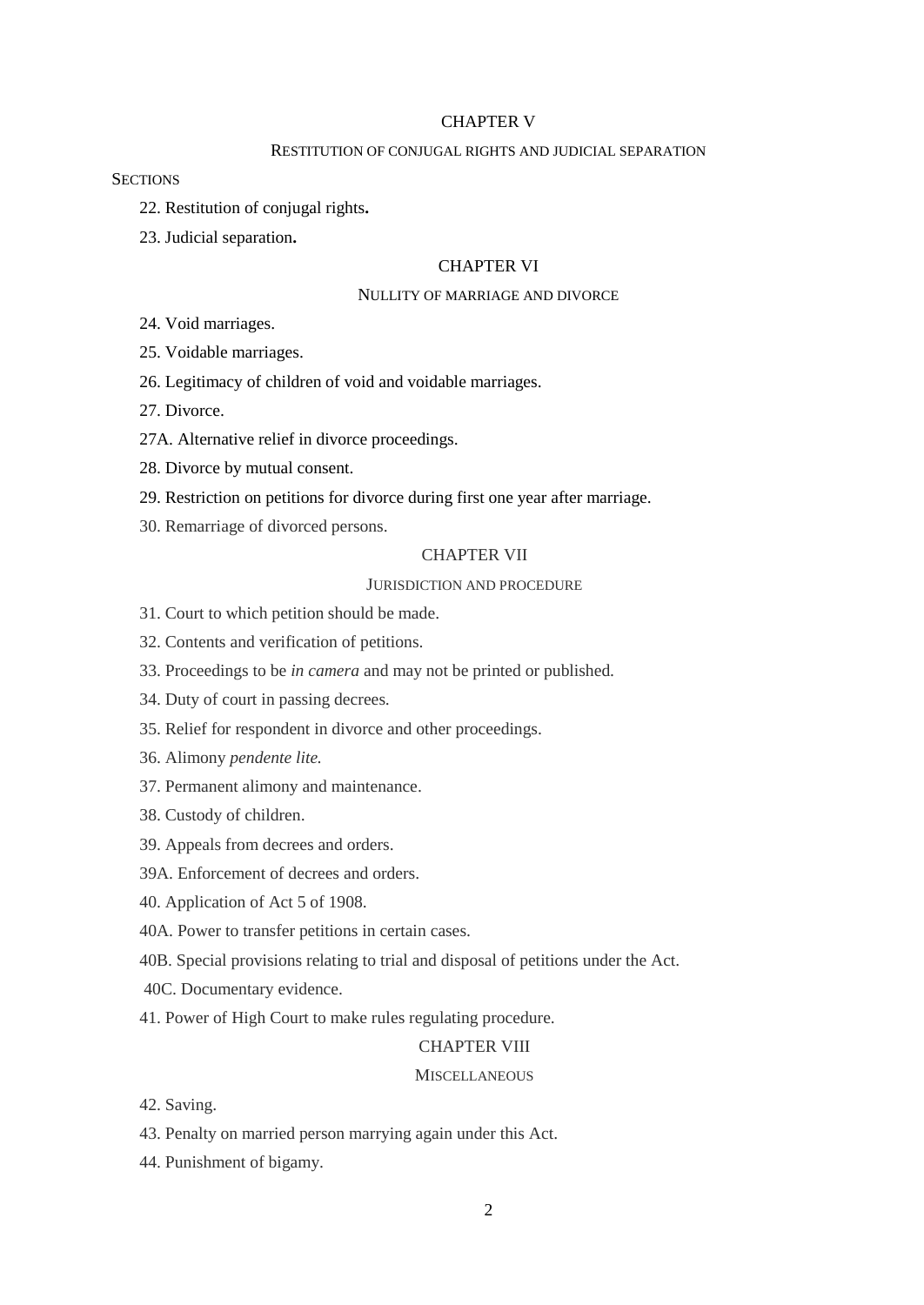## CHAPTER V

### RESTITUTION OF CONJUGAL RIGHTS AND JUDICIAL SEPARATION

SECTIONS

22. Restitution of conjugal rights**.**

23. Judicial separation**.**

## CHAPTER VI

### NULLITY OF MARRIAGE AND DIVORCE

24. Void marriages.

25. Voidable marriages.

26. Legitimacy of children of void and voidable marriages.

27. Divorce.

27A. Alternative relief in divorce proceedings.

28. Divorce by mutual consent.

29. Restriction on petitions for divorce during first one year after marriage.

30. Remarriage of divorced persons.

## CHAPTER VII

### JURISDICTION AND PROCEDURE

31. Court to which petition should be made.

32. Contents and verification of petitions.

33. Proceedings to be *in camera* and may not be printed or published.

34. Duty of court in passing decrees.

35. Relief for respondent in divorce and other proceedings.

36. Alimony *pendente lite.*

37. Permanent alimony and maintenance.

38. Custody of children.

39. Appeals from decrees and orders.

39A. Enforcement of decrees and orders.

40. Application of Act 5 of 1908.

40A. Power to transfer petitions in certain cases.

40B. Special provisions relating to trial and disposal of petitions under the Act.

40C. Documentary evidence.

41. Power of High Court to make rules regulating procedure.

## CHAPTER VIII

### MISCELLANEOUS

42. Saving.

43. Penalty on married person marrying again under this Act.

44. Punishment of bigamy.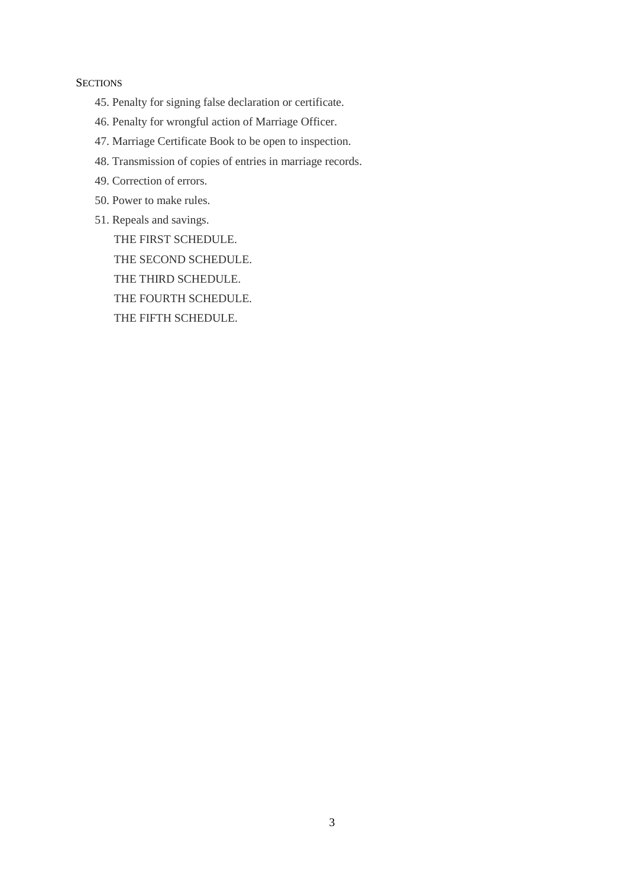SECTIONS

45. Penalty for signing false declaration or certificate.

46. Penalty for wrongful action of Marriage Officer.

47. Marriage Certificate Book to be open to inspection.

48. Transmission of copies of entries in marriage records.

49. Correction of errors.

50. Power to make rules.

51. Repeals and savings.

THE FIRST SCHEDULE.

THE SECOND SCHEDULE.

THE THIRD SCHEDULE.

THE FOURTH SCHEDULE.

THE FIFTH SCHEDULE.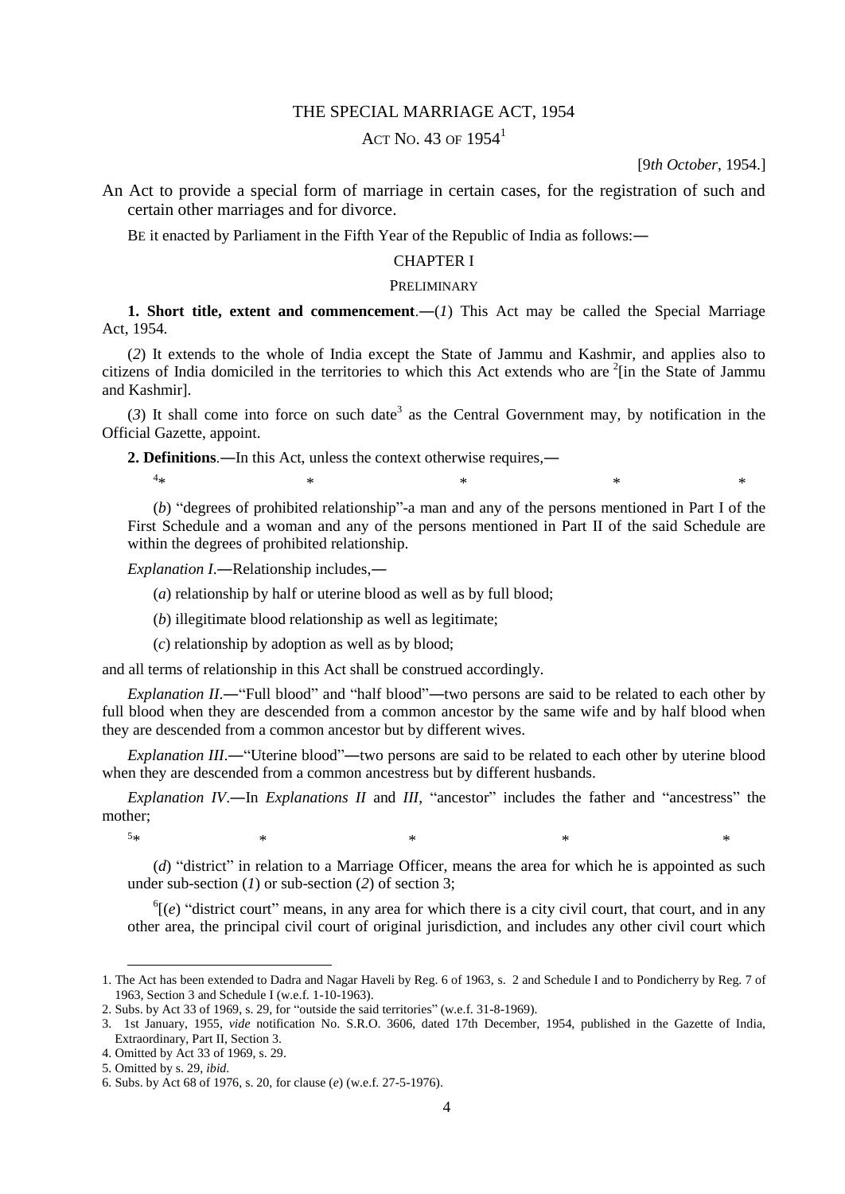# THE SPECIAL MARRIAGE ACT, 1954

## ACT NO. 43 OF 1954[1]

[9*th October*, 1954.]

An Act to provide a special form of marriage in certain cases, for the registration of such and certain other marriages and for divorce.

BE it enacted by Parliament in the Fifth Year of the Republic of India as follows:―

## CHAPTER I

### PRELIMINARY

**1. Short title, extent and commencement**.―(*1*) This Act may be called the Special Marriage Act, 1954.

(*2*) It extends to the whole of India except the State of Jammu and Kashmir, and applies also to citizens of India domiciled in the territories to which this Act extends who are [2][in the State of Jammu and Kashmir].

(*3*) It shall come into force on such date[3] as the Central Government may, by notification in the Official Gazette, appoint.

**2. Definitions**.―In this Act, unless the context otherwise requires,―

[4]* * * * *

(*b*) "degrees of prohibited relationship"-a man and any of the persons mentioned in Part I of the First Schedule and a woman and any of the persons mentioned in Part II of the said Schedule are within the degrees of prohibited relationship.

*Explanation I*.―Relationship includes,―

(*a*) relationship by half or uterine blood as well as by full blood;

(*b*) illegitimate blood relationship as well as legitimate;

(*c*) relationship by adoption as well as by blood;

and all terms of relationship in this Act shall be construed accordingly.

*Explanation II*.―"Full blood" and "half blood"―two persons are said to be related to each other by full blood when they are descended from a common ancestor by the same wife and by half blood when they are descended from a common ancestor but by different wives.

*Explanation III*.―"Uterine blood"―two persons are said to be related to each other by uterine blood when they are descended from a common ancestress but by different husbands.

*Explanation IV*.―In *Explanations II* and *III*, "ancestor" includes the father and "ancestress" the mother;

[5]* * * * *

(*d*) "district" in relation to a Marriage Officer, means the area for which he is appointed as such under sub-section (*1*) or sub-section (*2*) of section 3;

[6][(*e*) "district court" means, in any area for which there is a city civil court, that court, and in any other area, the principal civil court of original jurisdiction, and includes any other civil court which

---

1. The Act has been extended to Dadra and Nagar Haveli by Reg. 6 of 1963, s. 2 and Schedule I and to Pondicherry by Reg. 7 of 1963, Section 3 and Schedule I (w.e.f. 1-10-1963).
2. Subs. by Act 33 of 1969, s. 29, for "outside the said territories" (w.e.f. 31-8-1969).
3. 1st January, 1955, *vide* notification No. S.R.O. 3606, dated 17th December, 1954, published in the Gazette of India, Extraordinary, Part II, Section 3.
4. Omitted by Act 33 of 1969, s. 29.
5. Omitted by s. 29, *ibid*.
6. Subs. by Act 68 of 1976, s. 20, for clause (*e*) (w.e.f. 27-5-1976).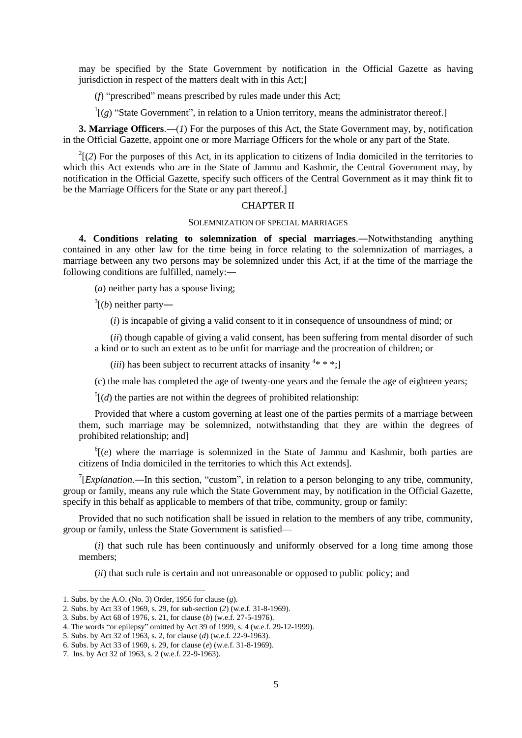may be specified by the State Government by notification in the Official Gazette as having jurisdiction in respect of the matters dealt with in this Act;]

(*f*) "prescribed" means prescribed by rules made under this Act;

[1][(*g*) "State Government", in relation to a Union territory, means the administrator thereof.]

**3. Marriage Officers**.―(*1*) For the purposes of this Act, the State Government may, by, notification in the Official Gazette, appoint one or more Marriage Officers for the whole or any part of the State.

[2][(*2*) For the purposes of this Act, in its application to citizens of India domiciled in the territories to which this Act extends who are in the State of Jammu and Kashmir, the Central Government may, by notification in the Official Gazette, specify such officers of the Central Government as it may think fit to be the Marriage Officers for the State or any part thereof.]

## CHAPTER II

### SOLEMNIZATION OF SPECIAL MARRIAGES

**4. Conditions relating to solemnization of special marriages**.―Notwithstanding anything contained in any other law for the time being in force relating to the solemnization of marriages, a marriage between any two persons may be solemnized under this Act, if at the time of the marriage the following conditions are fulfilled, namely:―

(*a*) neither party has a spouse living;

[3][(*b*) neither party―

(*i*) is incapable of giving a valid consent to it in consequence of unsoundness of mind; or

(*ii*) though capable of giving a valid consent, has been suffering from mental disorder of such a kind or to such an extent as to be unfit for marriage and the procreation of children; or

(*iii*) has been subject to recurrent attacks of insanity [4]* * *;]

(c) the male has completed the age of twenty-one years and the female the age of eighteen years;

[5][(*d*) the parties are not within the degrees of prohibited relationship:

Provided that where a custom governing at least one of the parties permits of a marriage between them, such marriage may be solemnized, notwithstanding that they are within the degrees of prohibited relationship; and]

[6][(*e*) where the marriage is solemnized in the State of Jammu and Kashmir, both parties are citizens of India domiciled in the territories to which this Act extends].

[7][*Explanation*.―In this section, "custom", in relation to a person belonging to any tribe, community, group or family, means any rule which the State Government may, by notification in the Official Gazette, specify in this behalf as applicable to members of that tribe, community, group or family:

Provided that no such notification shall be issued in relation to the members of any tribe, community, group or family, unless the State Government is satisfied—

(*i*) that such rule has been continuously and uniformly observed for a long time among those members;

(*ii*) that such rule is certain and not unreasonable or opposed to public policy; and

---

1. Subs. by the A.O. (No. 3) Order, 1956 for clause (*g*).
2. Subs. by Act 33 of 1969, s. 29, for sub-section (*2*) (w.e.f. 31-8-1969).
3. Subs. by Act 68 of 1976, s. 21, for clause (*b*) (w.e.f. 27-5-1976).
4. The words "or epilepsy" omitted by Act 39 of 1999, s. 4 (w.e.f. 29-12-1999).
5. Subs. by Act 32 of 1963, s. 2, for clause (*d*) (w.e.f. 22-9-1963).
6. Subs. by Act 33 of 1969, s. 29, for clause (*e*) (w.e.f. 31-8-1969).
7. Ins. by Act 32 of 1963, s. 2 (w.e.f. 22-9-1963).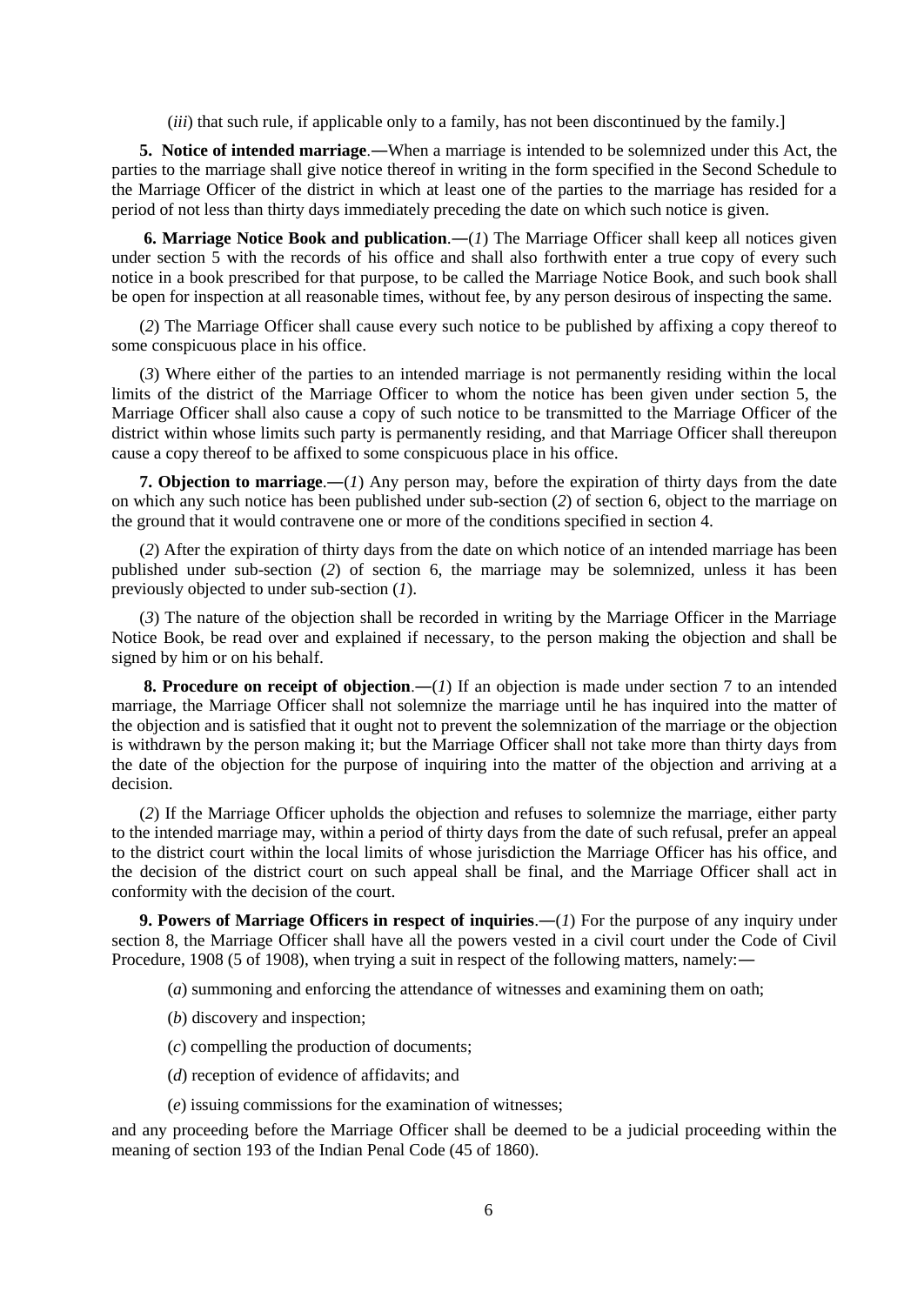(*iii*) that such rule, if applicable only to a family, has not been discontinued by the family.]

**5. Notice of intended marriage**.**―**When a marriage is intended to be solemnized under this Act, the parties to the marriage shall give notice thereof in writing in the form specified in the Second Schedule to the Marriage Officer of the district in which at least one of the parties to the marriage has resided for a period of not less than thirty days immediately preceding the date on which such notice is given.

**6. Marriage Notice Book and publication**.**―**(*1*) The Marriage Officer shall keep all notices given under section 5 with the records of his office and shall also forthwith enter a true copy of every such notice in a book prescribed for that purpose, to be called the Marriage Notice Book, and such book shall be open for inspection at all reasonable times, without fee, by any person desirous of inspecting the same.

(*2*) The Marriage Officer shall cause every such notice to be published by affixing a copy thereof to some conspicuous place in his office.

(*3*) Where either of the parties to an intended marriage is not permanently residing within the local limits of the district of the Marriage Officer to whom the notice has been given under section 5, the Marriage Officer shall also cause a copy of such notice to be transmitted to the Marriage Officer of the district within whose limits such party is permanently residing, and that Marriage Officer shall thereupon cause a copy thereof to be affixed to some conspicuous place in his office.

**7. Objection to marriage**.**―**(*1*) Any person may, before the expiration of thirty days from the date on which any such notice has been published under sub-section (*2*) of section 6, object to the marriage on the ground that it would contravene one or more of the conditions specified in section 4.

(*2*) After the expiration of thirty days from the date on which notice of an intended marriage has been published under sub-section (*2*) of section 6, the marriage may be solemnized, unless it has been previously objected to under sub-section (*1*).

(*3*) The nature of the objection shall be recorded in writing by the Marriage Officer in the Marriage Notice Book, be read over and explained if necessary, to the person making the objection and shall be signed by him or on his behalf.

**8. Procedure on receipt of objection**.**―**(*1*) If an objection is made under section 7 to an intended marriage, the Marriage Officer shall not solemnize the marriage until he has inquired into the matter of the objection and is satisfied that it ought not to prevent the solemnization of the marriage or the objection is withdrawn by the person making it; but the Marriage Officer shall not take more than thirty days from the date of the objection for the purpose of inquiring into the matter of the objection and arriving at a decision.

(*2*) If the Marriage Officer upholds the objection and refuses to solemnize the marriage, either party to the intended marriage may, within a period of thirty days from the date of such refusal, prefer an appeal to the district court within the local limits of whose jurisdiction the Marriage Officer has his office, and the decision of the district court on such appeal shall be final, and the Marriage Officer shall act in conformity with the decision of the court.

**9. Powers of Marriage Officers in respect of inquiries**.**―**(*1*) For the purpose of any inquiry under section 8, the Marriage Officer shall have all the powers vested in a civil court under the Code of Civil Procedure, 1908 (5 of 1908), when trying a suit in respect of the following matters, namely:**―**

(*a*) summoning and enforcing the attendance of witnesses and examining them on oath;

(*b*) discovery and inspection;

(*c*) compelling the production of documents;

(*d*) reception of evidence of affidavits; and

(*e*) issuing commissions for the examination of witnesses;

and any proceeding before the Marriage Officer shall be deemed to be a judicial proceeding within the meaning of section 193 of the Indian Penal Code (45 of 1860).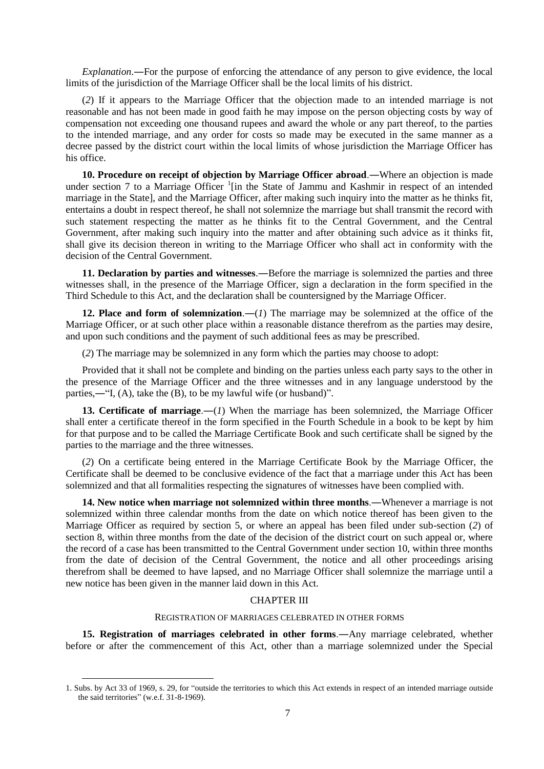*Explanation*.―For the purpose of enforcing the attendance of any person to give evidence, the local limits of the jurisdiction of the Marriage Officer shall be the local limits of his district.

(*2*) If it appears to the Marriage Officer that the objection made to an intended marriage is not reasonable and has not been made in good faith he may impose on the person objecting costs by way of compensation not exceeding one thousand rupees and award the whole or any part thereof, to the parties to the intended marriage, and any order for costs so made may be executed in the same manner as a decree passed by the district court within the local limits of whose jurisdiction the Marriage Officer has his office.

**10. Procedure on receipt of objection by Marriage Officer abroad**.―Where an objection is made under section 7 to a Marriage Officer [1][in the State of Jammu and Kashmir in respect of an intended marriage in the State], and the Marriage Officer, after making such inquiry into the matter as he thinks fit, entertains a doubt in respect thereof, he shall not solemnize the marriage but shall transmit the record with such statement respecting the matter as he thinks fit to the Central Government, and the Central Government, after making such inquiry into the matter and after obtaining such advice as it thinks fit, shall give its decision thereon in writing to the Marriage Officer who shall act in conformity with the decision of the Central Government.

**11. Declaration by parties and witnesses**.―Before the marriage is solemnized the parties and three witnesses shall, in the presence of the Marriage Officer, sign a declaration in the form specified in the Third Schedule to this Act, and the declaration shall be countersigned by the Marriage Officer.

**12. Place and form of solemnization**.―(*1*) The marriage may be solemnized at the office of the Marriage Officer, or at such other place within a reasonable distance therefrom as the parties may desire, and upon such conditions and the payment of such additional fees as may be prescribed.

(*2*) The marriage may be solemnized in any form which the parties may choose to adopt:

Provided that it shall not be complete and binding on the parties unless each party says to the other in the presence of the Marriage Officer and the three witnesses and in any language understood by the parties,―"I, (A), take the (B), to be my lawful wife (or husband)".

**13. Certificate of marriage**.―(*1*) When the marriage has been solemnized, the Marriage Officer shall enter a certificate thereof in the form specified in the Fourth Schedule in a book to be kept by him for that purpose and to be called the Marriage Certificate Book and such certificate shall be signed by the parties to the marriage and the three witnesses.

(*2*) On a certificate being entered in the Marriage Certificate Book by the Marriage Officer, the Certificate shall be deemed to be conclusive evidence of the fact that a marriage under this Act has been solemnized and that all formalities respecting the signatures of witnesses have been complied with.

**14. New notice when marriage not solemnized within three months**.―Whenever a marriage is not solemnized within three calendar months from the date on which notice thereof has been given to the Marriage Officer as required by section 5, or where an appeal has been filed under sub-section (*2*) of section 8, within three months from the date of the decision of the district court on such appeal or, where the record of a case has been transmitted to the Central Government under section 10, within three months from the date of decision of the Central Government, the notice and all other proceedings arising therefrom shall be deemed to have lapsed, and no Marriage Officer shall solemnize the marriage until a new notice has been given in the manner laid down in this Act.

## CHAPTER III

### REGISTRATION OF MARRIAGES CELEBRATED IN OTHER FORMS

**15. Registration of marriages celebrated in other forms**.―Any marriage celebrated, whether before or after the commencement of this Act, other than a marriage solemnized under the Special

---

1. Subs. by Act 33 of 1969, s. 29, for "outside the territories to which this Act extends in respect of an intended marriage outside the said territories" (w.e.f. 31-8-1969).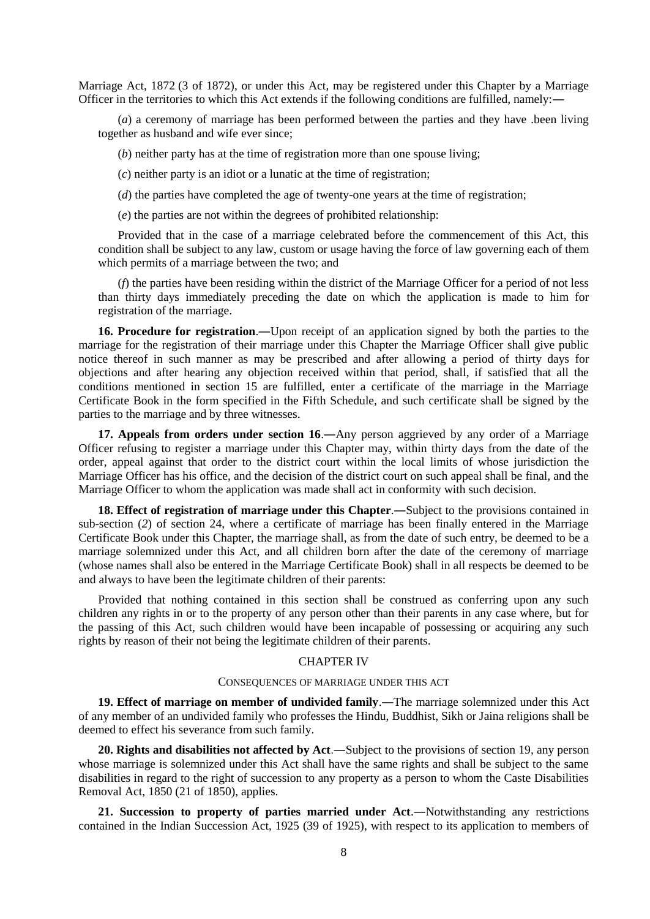Marriage Act, 1872 (3 of 1872), or under this Act, may be registered under this Chapter by a Marriage Officer in the territories to which this Act extends if the following conditions are fulfilled, namely:—

(*a*) a ceremony of marriage has been performed between the parties and they have .been living together as husband and wife ever since;

(*b*) neither party has at the time of registration more than one spouse living;

(*c*) neither party is an idiot or a lunatic at the time of registration;

(*d*) the parties have completed the age of twenty-one years at the time of registration;

(*e*) the parties are not within the degrees of prohibited relationship:

Provided that in the case of a marriage celebrated before the commencement of this Act, this condition shall be subject to any law, custom or usage having the force of law governing each of them which permits of a marriage between the two; and

(*f*) the parties have been residing within the district of the Marriage Officer for a period of not less than thirty days immediately preceding the date on which the application is made to him for registration of the marriage.

**16. Procedure for registration**.—Upon receipt of an application signed by both the parties to the marriage for the registration of their marriage under this Chapter the Marriage Officer shall give public notice thereof in such manner as may be prescribed and after allowing a period of thirty days for objections and after hearing any objection received within that period, shall, if satisfied that all the conditions mentioned in section 15 are fulfilled, enter a certificate of the marriage in the Marriage Certificate Book in the form specified in the Fifth Schedule, and such certificate shall be signed by the parties to the marriage and by three witnesses.

**17. Appeals from orders under section 16**.—Any person aggrieved by any order of a Marriage Officer refusing to register a marriage under this Chapter may, within thirty days from the date of the order, appeal against that order to the district court within the local limits of whose jurisdiction the Marriage Officer has his office, and the decision of the district court on such appeal shall be final, and the Marriage Officer to whom the application was made shall act in conformity with such decision.

**18. Effect of registration of marriage under this Chapter**.—Subject to the provisions contained in sub-section (*2*) of section 24, where a certificate of marriage has been finally entered in the Marriage Certificate Book under this Chapter, the marriage shall, as from the date of such entry, be deemed to be a marriage solemnized under this Act, and all children born after the date of the ceremony of marriage (whose names shall also be entered in the Marriage Certificate Book) shall in all respects be deemed to be and always to have been the legitimate children of their parents:

Provided that nothing contained in this section shall be construed as conferring upon any such children any rights in or to the property of any person other than their parents in any case where, but for the passing of this Act, such children would have been incapable of possessing or acquiring any such rights by reason of their not being the legitimate children of their parents.

## CHAPTER IV

### CONSEQUENCES OF MARRIAGE UNDER THIS ACT

**19. Effect of marriage on member of undivided family**.—The marriage solemnized under this Act of any member of an undivided family who professes the Hindu, Buddhist, Sikh or Jaina religions shall be deemed to effect his severance from such family.

**20. Rights and disabilities not affected by Act**.—Subject to the provisions of section 19, any person whose marriage is solemnized under this Act shall have the same rights and shall be subject to the same disabilities in regard to the right of succession to any property as a person to whom the Caste Disabilities Removal Act, 1850 (21 of 1850), applies.

**21. Succession to property of parties married under Act**.—Notwithstanding any restrictions contained in the Indian Succession Act, 1925 (39 of 1925), with respect to its application to members of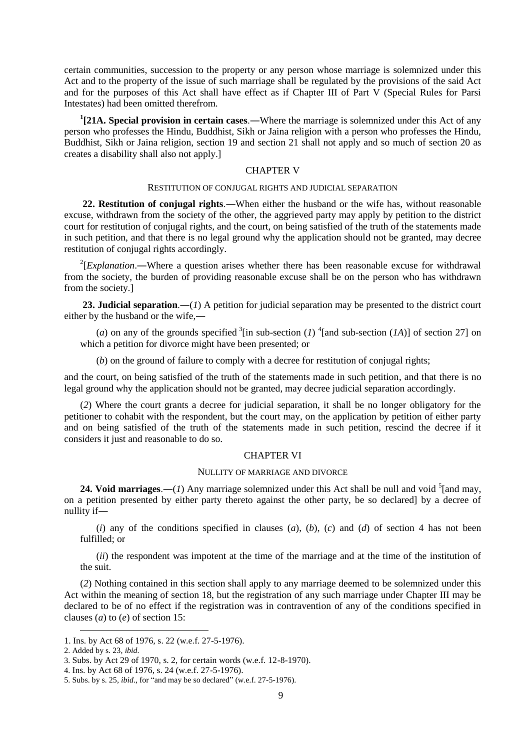certain communities, succession to the property or any person whose marriage is solemnized under this Act and to the property of the issue of such marriage shall be regulated by the provisions of the said Act and for the purposes of this Act shall have effect as if Chapter III of Part V (Special Rules for Parsi Intestates) had been omitted therefrom.

[1][**21A. Special provision in certain cases**.―Where the marriage is solemnized under this Act of any person who professes the Hindu, Buddhist, Sikh or Jaina religion with a person who professes the Hindu, Buddhist, Sikh or Jaina religion, section 19 and section 21 shall not apply and so much of section 20 as creates a disability shall also not apply.]

## CHAPTER V

### RESTITUTION OF CONJUGAL RIGHTS AND JUDICIAL SEPARATION

**22. Restitution of conjugal rights**.―When either the husband or the wife has, without reasonable excuse, withdrawn from the society of the other, the aggrieved party may apply by petition to the district court for restitution of conjugal rights, and the court, on being satisfied of the truth of the statements made in such petition, and that there is no legal ground why the application should not be granted, may decree restitution of conjugal rights accordingly.

[2][*Explanation*.―Where a question arises whether there has been reasonable excuse for withdrawal from the society, the burden of providing reasonable excuse shall be on the person who has withdrawn from the society.]

**23. Judicial separation**.―(*1*) A petition for judicial separation may be presented to the district court either by the husband or the wife,―

(*a*) on any of the grounds specified [3][in sub-section (*1*) [4][and sub-section (*1A*)] of section 27] on which a petition for divorce might have been presented; or

(*b*) on the ground of failure to comply with a decree for restitution of conjugal rights;

and the court, on being satisfied of the truth of the statements made in such petition, and that there is no legal ground why the application should not be granted, may decree judicial separation accordingly.

(*2*) Where the court grants a decree for judicial separation, it shall be no longer obligatory for the petitioner to cohabit with the respondent, but the court may, on the application by petition of either party and on being satisfied of the truth of the statements made in such petition, rescind the decree if it considers it just and reasonable to do so.

## CHAPTER VI

### NULLITY OF MARRIAGE AND DIVORCE

**24. Void marriages**.―(*1*) Any marriage solemnized under this Act shall be null and void [5][and may, on a petition presented by either party thereto against the other party, be so declared] by a decree of nullity if―

(*i*) any of the conditions specified in clauses (*a*), (*b*), (*c*) and (*d*) of section 4 has not been fulfilled; or

(*ii*) the respondent was impotent at the time of the marriage and at the time of the institution of the suit.

(*2*) Nothing contained in this section shall apply to any marriage deemed to be solemnized under this Act within the meaning of section 18, but the registration of any such marriage under Chapter III may be declared to be of no effect if the registration was in contravention of any of the conditions specified in clauses (*a*) to (*e*) of section 15:

---

1. Ins. by Act 68 of 1976, s. 22 (w.e.f. 27-5-1976).
2. Added by s. 23, *ibid*.
3. Subs. by Act 29 of 1970, s. 2, for certain words (w.e.f. 12-8-1970).
4. Ins. by Act 68 of 1976, s. 24 (w.e.f. 27-5-1976).
5. Subs. by s. 25, *ibid*., for "and may be so declared" (w.e.f. 27-5-1976).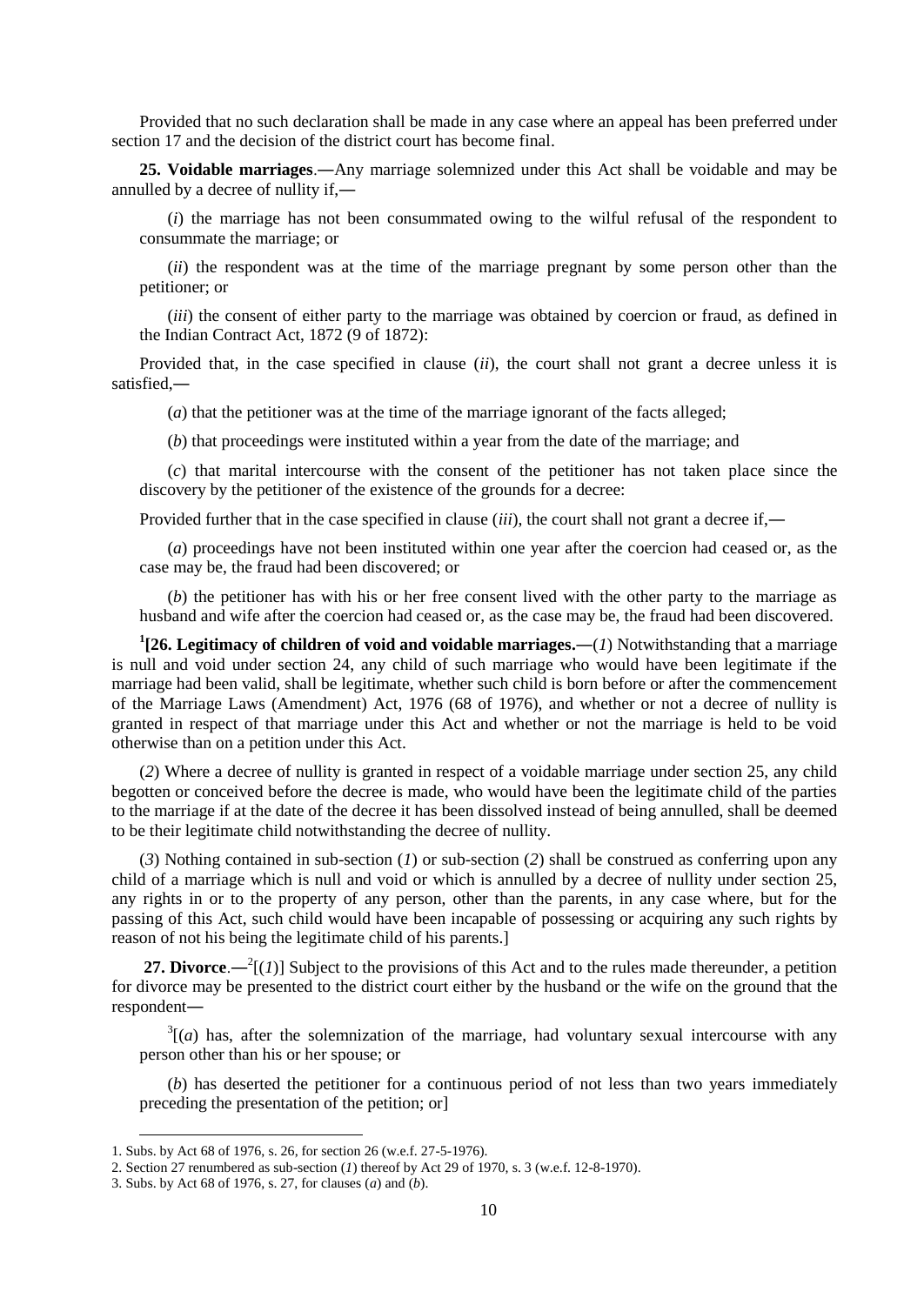Provided that no such declaration shall be made in any case where an appeal has been preferred under section 17 and the decision of the district court has become final.

**25. Voidable marriages**.―Any marriage solemnized under this Act shall be voidable and may be annulled by a decree of nullity if,―

(*i*) the marriage has not been consummated owing to the wilful refusal of the respondent to consummate the marriage; or

(*ii*) the respondent was at the time of the marriage pregnant by some person other than the petitioner; or

(*iii*) the consent of either party to the marriage was obtained by coercion or fraud, as defined in the Indian Contract Act, 1872 (9 of 1872):

Provided that, in the case specified in clause (*ii*), the court shall not grant a decree unless it is satisfied,―

(*a*) that the petitioner was at the time of the marriage ignorant of the facts alleged;

(*b*) that proceedings were instituted within a year from the date of the marriage; and

(*c*) that marital intercourse with the consent of the petitioner has not taken place since the discovery by the petitioner of the existence of the grounds for a decree:

Provided further that in the case specified in clause (*iii*), the court shall not grant a decree if,―

(*a*) proceedings have not been instituted within one year after the coercion had ceased or, as the case may be, the fraud had been discovered; or

(*b*) the petitioner has with his or her free consent lived with the other party to the marriage as husband and wife after the coercion had ceased or, as the case may be, the fraud had been discovered.

[1][**26. Legitimacy of children of void and voidable marriages.**―(*1*) Notwithstanding that a marriage is null and void under section 24, any child of such marriage who would have been legitimate if the marriage had been valid, shall be legitimate, whether such child is born before or after the commencement of the Marriage Laws (Amendment) Act, 1976 (68 of 1976), and whether or not a decree of nullity is granted in respect of that marriage under this Act and whether or not the marriage is held to be void otherwise than on a petition under this Act.

(*2*) Where a decree of nullity is granted in respect of a voidable marriage under section 25, any child begotten or conceived before the decree is made, who would have been the legitimate child of the parties to the marriage if at the date of the decree it has been dissolved instead of being annulled, shall be deemed to be their legitimate child notwithstanding the decree of nullity.

(*3*) Nothing contained in sub-section (*1*) or sub-section (*2*) shall be construed as conferring upon any child of a marriage which is null and void or which is annulled by a decree of nullity under section 25, any rights in or to the property of any person, other than the parents, in any case where, but for the passing of this Act, such child would have been incapable of possessing or acquiring any such rights by reason of not his being the legitimate child of his parents.]

**27. Divorce**.―[2][(*1*)] Subject to the provisions of this Act and to the rules made thereunder, a petition for divorce may be presented to the district court either by the husband or the wife on the ground that the respondent―

[3][(*a*) has, after the solemnization of the marriage, had voluntary sexual intercourse with any person other than his or her spouse; or

(*b*) has deserted the petitioner for a continuous period of not less than two years immediately preceding the presentation of the petition; or]

---

1. Subs. by Act 68 of 1976, s. 26, for section 26 (w.e.f. 27-5-1976).
2. Section 27 renumbered as sub-section (*1*) thereof by Act 29 of 1970, s. 3 (w.e.f. 12-8-1970).
3. Subs. by Act 68 of 1976, s. 27, for clauses (*a*) and (*b*).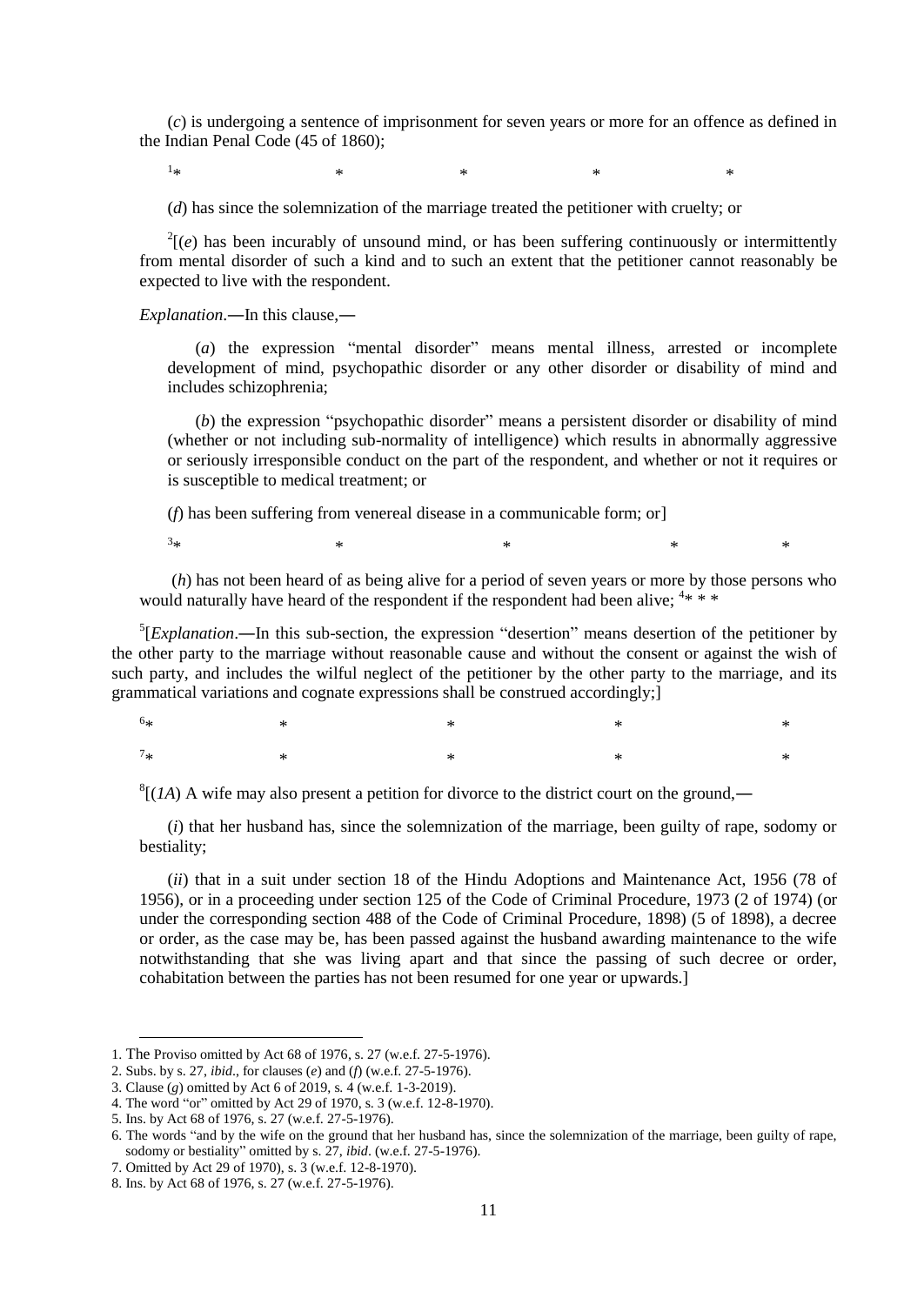(*c*) is undergoing a sentence of imprisonment for seven years or more for an offence as defined in the Indian Penal Code (45 of 1860);

[1]* * * * *

(*d*) has since the solemnization of the marriage treated the petitioner with cruelty; or

[2][(*e*) has been incurably of unsound mind, or has been suffering continuously or intermittently from mental disorder of such a kind and to such an extent that the petitioner cannot reasonably be expected to live with the respondent.

*Explanation*.―In this clause,―

(*a*) the expression "mental disorder" means mental illness, arrested or incomplete development of mind, psychopathic disorder or any other disorder or disability of mind and includes schizophrenia;

(*b*) the expression "psychopathic disorder" means a persistent disorder or disability of mind (whether or not including sub-normality of intelligence) which results in abnormally aggressive or seriously irresponsible conduct on the part of the respondent, and whether or not it requires or is susceptible to medical treatment; or

(*f*) has been suffering from venereal disease in a communicable form; or]

[3]* * * * *

(*h*) has not been heard of as being alive for a period of seven years or more by those persons who would naturally have heard of the respondent if the respondent had been alive; [4]* * *

[5][*Explanation*.―In this sub-section, the expression "desertion" means desertion of the petitioner by the other party to the marriage without reasonable cause and without the consent or against the wish of such party, and includes the wilful neglect of the petitioner by the other party to the marriage, and its grammatical variations and cognate expressions shall be construed accordingly;]

[6]* * * * *

[7]* * * * *

[8][(*1A*) A wife may also present a petition for divorce to the district court on the ground,―

(*i*) that her husband has, since the solemnization of the marriage, been guilty of rape, sodomy or bestiality;

(*ii*) that in a suit under section 18 of the Hindu Adoptions and Maintenance Act, 1956 (78 of 1956), or in a proceeding under section 125 of the Code of Criminal Procedure, 1973 (2 of 1974) (or under the corresponding section 488 of the Code of Criminal Procedure, 1898) (5 of 1898), a decree or order, as the case may be, has been passed against the husband awarding maintenance to the wife notwithstanding that she was living apart and that since the passing of such decree or order, cohabitation between the parties has not been resumed for one year or upwards.]

---

1. The Proviso omitted by Act 68 of 1976, s. 27 (w.e.f. 27-5-1976).
2. Subs. by s. 27, *ibid*., for clauses (*e*) and (*f*) (w.e.f. 27-5-1976).
3. Clause (*g*) omitted by Act 6 of 2019, s. 4 (w.e.f. 1-3-2019).
4. The word "or" omitted by Act 29 of 1970, s. 3 (w.e.f. 12-8-1970).
5. Ins. by Act 68 of 1976, s. 27 (w.e.f. 27-5-1976).
6. The words "and by the wife on the ground that her husband has, since the solemnization of the marriage, been guilty of rape, sodomy or bestiality" omitted by s. 27, *ibid*. (w.e.f. 27-5-1976).
7. Omitted by Act 29 of 1970), s. 3 (w.e.f. 12-8-1970).
8. Ins. by Act 68 of 1976, s. 27 (w.e.f. 27-5-1976).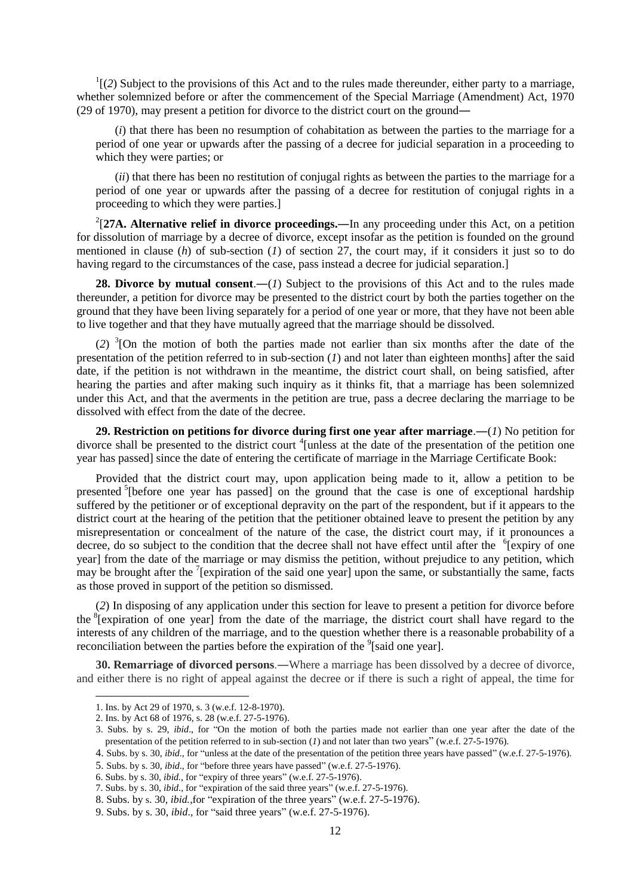[1][(*2*) Subject to the provisions of this Act and to the rules made thereunder, either party to a marriage, whether solemnized before or after the commencement of the Special Marriage (Amendment) Act, 1970 (29 of 1970), may present a petition for divorce to the district court on the ground―

(*i*) that there has been no resumption of cohabitation as between the parties to the marriage for a period of one year or upwards after the passing of a decree for judicial separation in a proceeding to which they were parties; or

(*ii*) that there has been no restitution of conjugal rights as between the parties to the marriage for a period of one year or upwards after the passing of a decree for restitution of conjugal rights in a proceeding to which they were parties.]

[2][**27A. Alternative relief in divorce proceedings.―**In any proceeding under this Act, on a petition for dissolution of marriage by a decree of divorce, except insofar as the petition is founded on the ground mentioned in clause (*h*) of sub-section (*1*) of section 27, the court may, if it considers it just so to do having regard to the circumstances of the case, pass instead a decree for judicial separation.]

**28. Divorce by mutual consent**.―(*1*) Subject to the provisions of this Act and to the rules made thereunder, a petition for divorce may be presented to the district court by both the parties together on the ground that they have been living separately for a period of one year or more, that they have not been able to live together and that they have mutually agreed that the marriage should be dissolved.

(*2*) [3][On the motion of both the parties made not earlier than six months after the date of the presentation of the petition referred to in sub-section (*1*) and not later than eighteen months] after the said date, if the petition is not withdrawn in the meantime, the district court shall, on being satisfied, after hearing the parties and after making such inquiry as it thinks fit, that a marriage has been solemnized under this Act, and that the averments in the petition are true, pass a decree declaring the marriage to be dissolved with effect from the date of the decree.

**29. Restriction on petitions for divorce during first one year after marriage**.―(*1*) No petition for divorce shall be presented to the district court [4][unless at the date of the presentation of the petition one year has passed] since the date of entering the certificate of marriage in the Marriage Certificate Book:

Provided that the district court may, upon application being made to it, allow a petition to be presented [5][before one year has passed] on the ground that the case is one of exceptional hardship suffered by the petitioner or of exceptional depravity on the part of the respondent, but if it appears to the district court at the hearing of the petition that the petitioner obtained leave to present the petition by any misrepresentation or concealment of the nature of the case, the district court may, if it pronounces a decree, do so subject to the condition that the decree shall not have effect until after the [6][expiry of one year] from the date of the marriage or may dismiss the petition, without prejudice to any petition, which may be brought after the [7][expiration of the said one year] upon the same, or substantially the same, facts as those proved in support of the petition so dismissed.

(*2*) In disposing of any application under this section for leave to present a petition for divorce before the [8][expiration of one year] from the date of the marriage, the district court shall have regard to the interests of any children of the marriage, and to the question whether there is a reasonable probability of a reconciliation between the parties before the expiration of the [9][said one year].

**30. Remarriage of divorced persons**.―Where a marriage has been dissolved by a decree of divorce, and either there is no right of appeal against the decree or if there is such a right of appeal, the time for

---

1. Ins. by Act 29 of 1970, s. 3 (w.e.f. 12-8-1970).
2. Ins. by Act 68 of 1976, s. 28 (w.e.f. 27-5-1976).
3. Subs. by s. 29, *ibid*., for "On the motion of both the parties made not earlier than one year after the date of the presentation of the petition referred to in sub-section (*1*) and not later than two years" (w.e.f. 27-5-1976).
4. Subs. by s. 30, *ibid*., for "unless at the date of the presentation of the petition three years have passed" (w.e.f. 27-5-1976).
5. Subs. by s. 30, *ibid*., for "before three years have passed" (w.e.f. 27-5-1976).
6. Subs. by s. 30, *ibid*., for "expiry of three years" (w.e.f. 27-5-1976).
7. Subs. by s. 30, *ibid*., for "expiration of the said three years" (w.e.f. 27-5-1976).
8. Subs. by s. 30, *ibid.*,for "expiration of the three years" (w.e.f. 27-5-1976).
9. Subs. by s. 30, *ibid*., for "said three years" (w.e.f. 27-5-1976).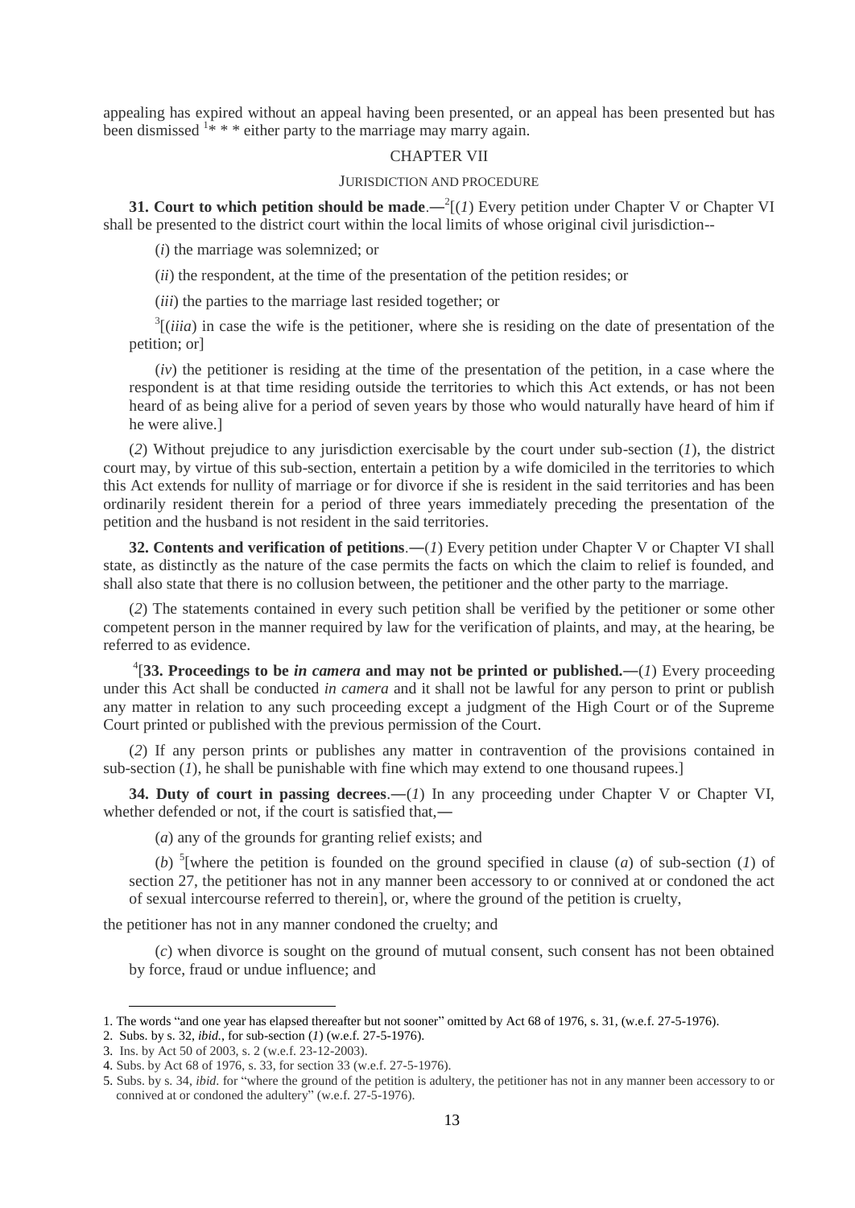appealing has expired without an appeal having been presented, or an appeal has been presented but has been dismissed [1]* * * either party to the marriage may marry again.

## CHAPTER VII

### JURISDICTION AND PROCEDURE

**31. Court to which petition should be made**.—[2][(*1*) Every petition under Chapter V or Chapter VI shall be presented to the district court within the local limits of whose original civil jurisdiction--

(*i*) the marriage was solemnized; or

(*ii*) the respondent, at the time of the presentation of the petition resides; or

(*iii*) the parties to the marriage last resided together; or

[3][(*iiia*) in case the wife is the petitioner, where she is residing on the date of presentation of the petition; or]

(*iv*) the petitioner is residing at the time of the presentation of the petition, in a case where the respondent is at that time residing outside the territories to which this Act extends, or has not been heard of as being alive for a period of seven years by those who would naturally have heard of him if he were alive.]

(*2*) Without prejudice to any jurisdiction exercisable by the court under sub-section (*1*), the district court may, by virtue of this sub-section, entertain a petition by a wife domiciled in the territories to which this Act extends for nullity of marriage or for divorce if she is resident in the said territories and has been ordinarily resident therein for a period of three years immediately preceding the presentation of the petition and the husband is not resident in the said territories.

**32. Contents and verification of petitions**.—(*1*) Every petition under Chapter V or Chapter VI shall state, as distinctly as the nature of the case permits the facts on which the claim to relief is founded, and shall also state that there is no collusion between, the petitioner and the other party to the marriage.

(*2*) The statements contained in every such petition shall be verified by the petitioner or some other competent person in the manner required by law for the verification of plaints, and may, at the hearing, be referred to as evidence.

[4][**33. Proceedings to be *in camera* and may not be printed or published.**—(*1*) Every proceeding under this Act shall be conducted *in camera* and it shall not be lawful for any person to print or publish any matter in relation to any such proceeding except a judgment of the High Court or of the Supreme Court printed or published with the previous permission of the Court.

(*2*) If any person prints or publishes any matter in contravention of the provisions contained in sub-section (*1*), he shall be punishable with fine which may extend to one thousand rupees.]

**34. Duty of court in passing decrees**.—(*1*) In any proceeding under Chapter V or Chapter VI, whether defended or not, if the court is satisfied that,—

(*a*) any of the grounds for granting relief exists; and

(*b*) [5][where the petition is founded on the ground specified in clause (*a*) of sub-section (*1*) of section 27, the petitioner has not in any manner been accessory to or connived at or condoned the act of sexual intercourse referred to therein], or, where the ground of the petition is cruelty,

the petitioner has not in any manner condoned the cruelty; and

(*c*) when divorce is sought on the ground of mutual consent, such consent has not been obtained by force, fraud or undue influence; and

---

1. The words "and one year has elapsed thereafter but not sooner" omitted by Act 68 of 1976, s. 31, (w.e.f. 27-5-1976).
2. Subs. by s. 32, *ibid.*, for sub-section (*1*) (w.e.f. 27-5-1976).
3. Ins. by Act 50 of 2003, s. 2 (w.e.f. 23-12-2003).
4. Subs. by Act 68 of 1976, s. 33, for section 33 (w.e.f. 27-5-1976).
5. Subs. by s. 34, *ibid.* for "where the ground of the petition is adultery, the petitioner has not in any manner been accessory to or connived at or condoned the adultery" (w.e.f. 27-5-1976).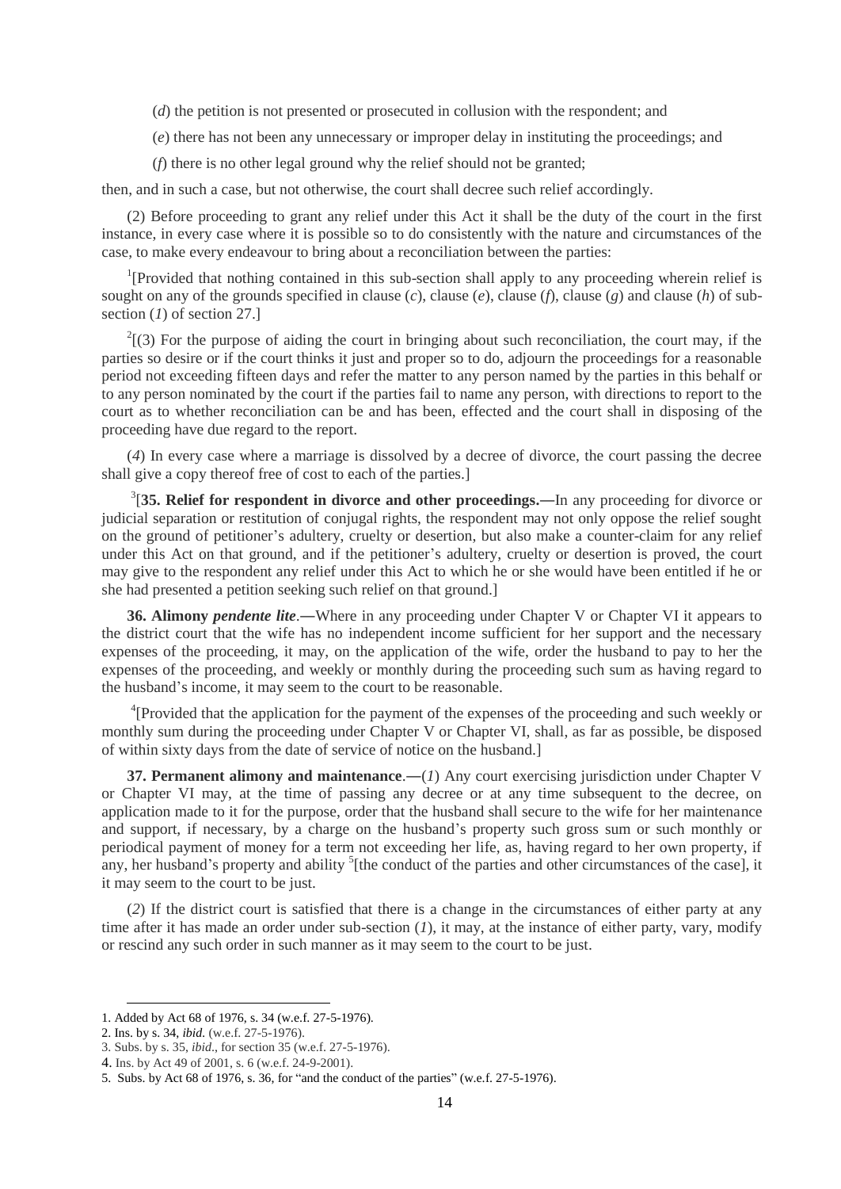(*d*) the petition is not presented or prosecuted in collusion with the respondent; and

(*e*) there has not been any unnecessary or improper delay in instituting the proceedings; and

(*f*) there is no other legal ground why the relief should not be granted;

then, and in such a case, but not otherwise, the court shall decree such relief accordingly.

(2) Before proceeding to grant any relief under this Act it shall be the duty of the court in the first instance, in every case where it is possible so to do consistently with the nature and circumstances of the case, to make every endeavour to bring about a reconciliation between the parties:

[1][Provided that nothing contained in this sub-section shall apply to any proceeding wherein relief is sought on any of the grounds specified in clause (*c*), clause (*e*), clause (*f*), clause (*g*) and clause (*h*) of sub-section (*1*) of section 27.]

[2][(3) For the purpose of aiding the court in bringing about such reconciliation, the court may, if the parties so desire or if the court thinks it just and proper so to do, adjourn the proceedings for a reasonable period not exceeding fifteen days and refer the matter to any person named by the parties in this behalf or to any person nominated by the court if the parties fail to name any person, with directions to report to the court as to whether reconciliation can be and has been, effected and the court shall in disposing of the proceeding have due regard to the report.

(*4*) In every case where a marriage is dissolved by a decree of divorce, the court passing the decree shall give a copy thereof free of cost to each of the parties.]

[3][**35. Relief for respondent in divorce and other proceedings.—**In any proceeding for divorce or judicial separation or restitution of conjugal rights, the respondent may not only oppose the relief sought on the ground of petitioner's adultery, cruelty or desertion, but also make a counter-claim for any relief under this Act on that ground, and if the petitioner's adultery, cruelty or desertion is proved, the court may give to the respondent any relief under this Act to which he or she would have been entitled if he or she had presented a petition seeking such relief on that ground.]

**36. Alimony *pendente lite*.—**Where in any proceeding under Chapter V or Chapter VI it appears to the district court that the wife has no independent income sufficient for her support and the necessary expenses of the proceeding, it may, on the application of the wife, order the husband to pay to her the expenses of the proceeding, and weekly or monthly during the proceeding such sum as having regard to the husband's income, it may seem to the court to be reasonable.

[4][Provided that the application for the payment of the expenses of the proceeding and such weekly or monthly sum during the proceeding under Chapter V or Chapter VI, shall, as far as possible, be disposed of within sixty days from the date of service of notice on the husband.]

**37. Permanent alimony and maintenance**.—(*1*) Any court exercising jurisdiction under Chapter V or Chapter VI may, at the time of passing any decree or at any time subsequent to the decree, on application made to it for the purpose, order that the husband shall secure to the wife for her maintenance and support, if necessary, by a charge on the husband's property such gross sum or such monthly or periodical payment of money for a term not exceeding her life, as, having regard to her own property, if any, her husband's property and ability [5][the conduct of the parties and other circumstances of the case], it it may seem to the court to be just.

(*2*) If the district court is satisfied that there is a change in the circumstances of either party at any time after it has made an order under sub-section (*1*), it may, at the instance of either party, vary, modify or rescind any such order in such manner as it may seem to the court to be just.

---

1. Added by Act 68 of 1976, s. 34 (w.e.f. 27-5-1976).
2. Ins. by s. 34, *ibid.* (w.e.f. 27-5-1976).
3. Subs. by s. 35, *ibid*., for section 35 (w.e.f. 27-5-1976).
4. Ins. by Act 49 of 2001, s. 6 (w.e.f. 24-9-2001).
5. Subs. by Act 68 of 1976, s. 36, for "and the conduct of the parties" (w.e.f. 27-5-1976).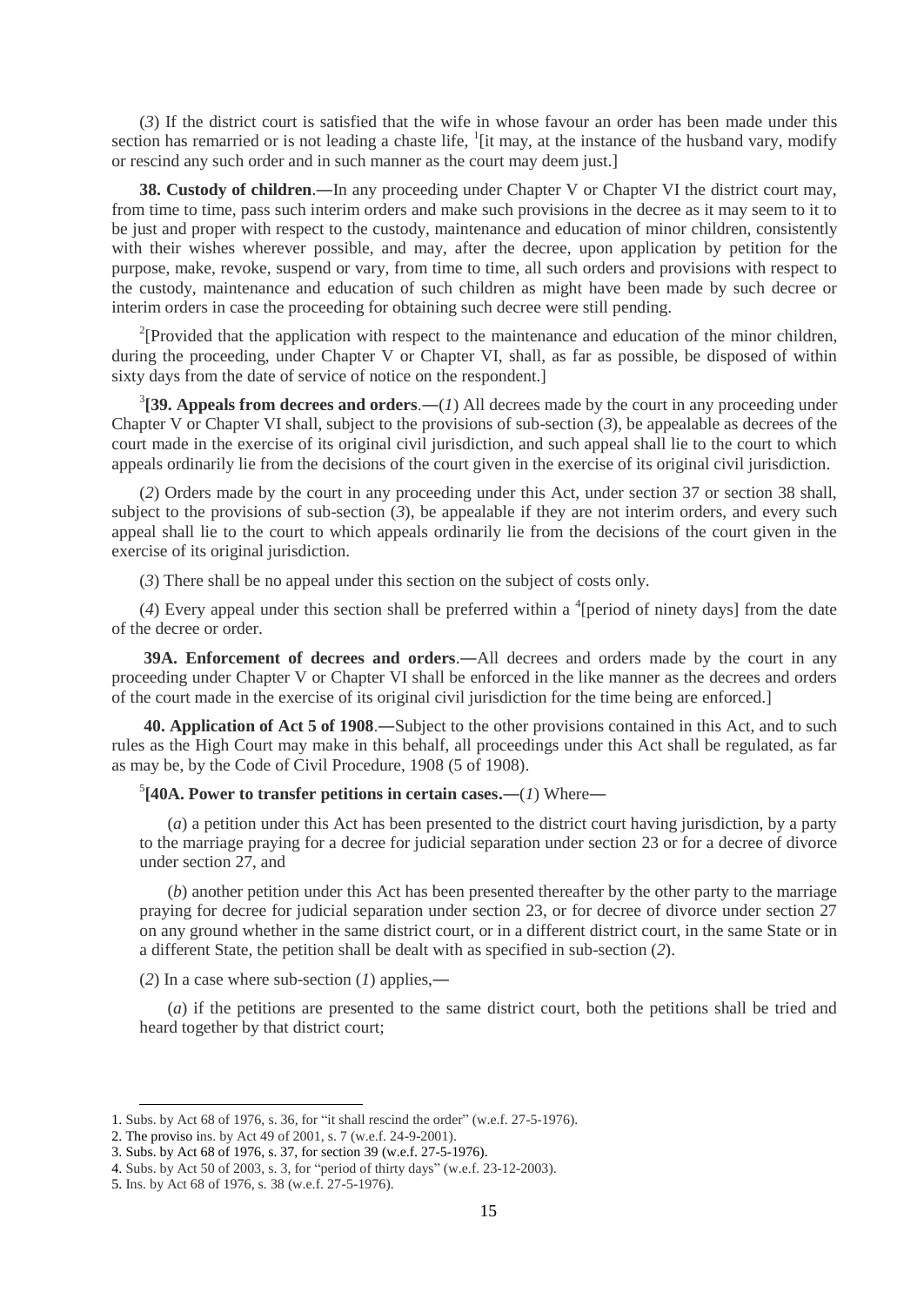(*3*) If the district court is satisfied that the wife in whose favour an order has been made under this section has remarried or is not leading a chaste life, [1][it may, at the instance of the husband vary, modify or rescind any such order and in such manner as the court may deem just.]

**38. Custody of children**.―In any proceeding under Chapter V or Chapter VI the district court may, from time to time, pass such interim orders and make such provisions in the decree as it may seem to it to be just and proper with respect to the custody, maintenance and education of minor children, consistently with their wishes wherever possible, and may, after the decree, upon application by petition for the purpose, make, revoke, suspend or vary, from time to time, all such orders and provisions with respect to the custody, maintenance and education of such children as might have been made by such decree or interim orders in case the proceeding for obtaining such decree were still pending.

[2][Provided that the application with respect to the maintenance and education of the minor children, during the proceeding, under Chapter V or Chapter VI, shall, as far as possible, be disposed of within sixty days from the date of service of notice on the respondent.]

[3]**[39. Appeals from decrees and orders**.―(*1*) All decrees made by the court in any proceeding under Chapter V or Chapter VI shall, subject to the provisions of sub-section (*3*), be appealable as decrees of the court made in the exercise of its original civil jurisdiction, and such appeal shall lie to the court to which appeals ordinarily lie from the decisions of the court given in the exercise of its original civil jurisdiction.

(*2*) Orders made by the court in any proceeding under this Act, under section 37 or section 38 shall, subject to the provisions of sub-section (*3*), be appealable if they are not interim orders, and every such appeal shall lie to the court to which appeals ordinarily lie from the decisions of the court given in the exercise of its original jurisdiction.

(*3*) There shall be no appeal under this section on the subject of costs only.

(*4*) Every appeal under this section shall be preferred within a [4][period of ninety days] from the date of the decree or order.

**39A. Enforcement of decrees and orders**.―All decrees and orders made by the court in any proceeding under Chapter V or Chapter VI shall be enforced in the like manner as the decrees and orders of the court made in the exercise of its original civil jurisdiction for the time being are enforced.]

**40. Application of Act 5 of 1908**.―Subject to the other provisions contained in this Act, and to such rules as the High Court may make in this behalf, all proceedings under this Act shall be regulated, as far as may be, by the Code of Civil Procedure, 1908 (5 of 1908).

[5]**[40A. Power to transfer petitions in certain cases.**―(*1*) Where―

(*a*) a petition under this Act has been presented to the district court having jurisdiction, by a party to the marriage praying for a decree for judicial separation under section 23 or for a decree of divorce under section 27, and

(*b*) another petition under this Act has been presented thereafter by the other party to the marriage praying for decree for judicial separation under section 23, or for decree of divorce under section 27 on any ground whether in the same district court, or in a different district court, in the same State or in a different State, the petition shall be dealt with as specified in sub-section (*2*).

(*2*) In a case where sub-section (*1*) applies,―

(*a*) if the petitions are presented to the same district court, both the petitions shall be tried and heard together by that district court;

---

1. Subs. by Act 68 of 1976, s. 36, for "it shall rescind the order" (w.e.f. 27-5-1976).
2. The proviso ins. by Act 49 of 2001, s. 7 (w.e.f. 24-9-2001).
3. Subs. by Act 68 of 1976, s. 37, for section 39 (w.e.f. 27-5-1976).
4. Subs. by Act 50 of 2003, s. 3, for "period of thirty days" (w.e.f. 23-12-2003).
5. Ins. by Act 68 of 1976, s. 38 (w.e.f. 27-5-1976).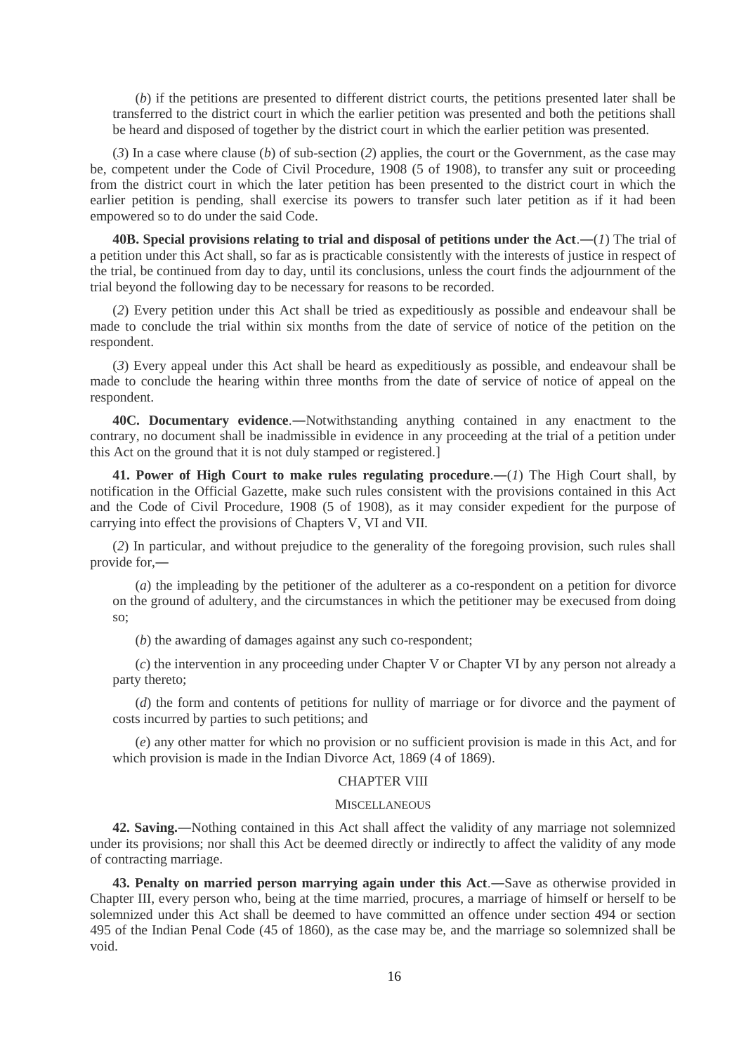(*b*) if the petitions are presented to different district courts, the petitions presented later shall be transferred to the district court in which the earlier petition was presented and both the petitions shall be heard and disposed of together by the district court in which the earlier petition was presented.

(*3*) In a case where clause (*b*) of sub-section (*2*) applies, the court or the Government, as the case may be, competent under the Code of Civil Procedure, 1908 (5 of 1908), to transfer any suit or proceeding from the district court in which the later petition has been presented to the district court in which the earlier petition is pending, shall exercise its powers to transfer such later petition as if it had been empowered so to do under the said Code.

**40B. Special provisions relating to trial and disposal of petitions under the Act**.―(*1*) The trial of a petition under this Act shall, so far as is practicable consistently with the interests of justice in respect of the trial, be continued from day to day, until its conclusions, unless the court finds the adjournment of the trial beyond the following day to be necessary for reasons to be recorded.

(*2*) Every petition under this Act shall be tried as expeditiously as possible and endeavour shall be made to conclude the trial within six months from the date of service of notice of the petition on the respondent.

(*3*) Every appeal under this Act shall be heard as expeditiously as possible, and endeavour shall be made to conclude the hearing within three months from the date of service of notice of appeal on the respondent.

**40C. Documentary evidence**.―Notwithstanding anything contained in any enactment to the contrary, no document shall be inadmissible in evidence in any proceeding at the trial of a petition under this Act on the ground that it is not duly stamped or registered.]

**41. Power of High Court to make rules regulating procedure**.―(*1*) The High Court shall, by notification in the Official Gazette, make such rules consistent with the provisions contained in this Act and the Code of Civil Procedure, 1908 (5 of 1908), as it may consider expedient for the purpose of carrying into effect the provisions of Chapters V, VI and VII.

(*2*) In particular, and without prejudice to the generality of the foregoing provision, such rules shall provide for,―

(*a*) the impleading by the petitioner of the adulterer as a co-respondent on a petition for divorce on the ground of adultery, and the circumstances in which the petitioner may be execused from doing so;

(*b*) the awarding of damages against any such co-respondent;

(*c*) the intervention in any proceeding under Chapter V or Chapter VI by any person not already a party thereto;

(*d*) the form and contents of petitions for nullity of marriage or for divorce and the payment of costs incurred by parties to such petitions; and

(*e*) any other matter for which no provision or no sufficient provision is made in this Act, and for which provision is made in the Indian Divorce Act, 1869 (4 of 1869).

## CHAPTER VIII

### MISCELLANEOUS

**42. Saving.**―Nothing contained in this Act shall affect the validity of any marriage not solemnized under its provisions; nor shall this Act be deemed directly or indirectly to affect the validity of any mode of contracting marriage.

**43. Penalty on married person marrying again under this Act**.―Save as otherwise provided in Chapter III, every person who, being at the time married, procures, a marriage of himself or herself to be solemnized under this Act shall be deemed to have committed an offence under section 494 or section 495 of the Indian Penal Code (45 of 1860), as the case may be, and the marriage so solemnized shall be void.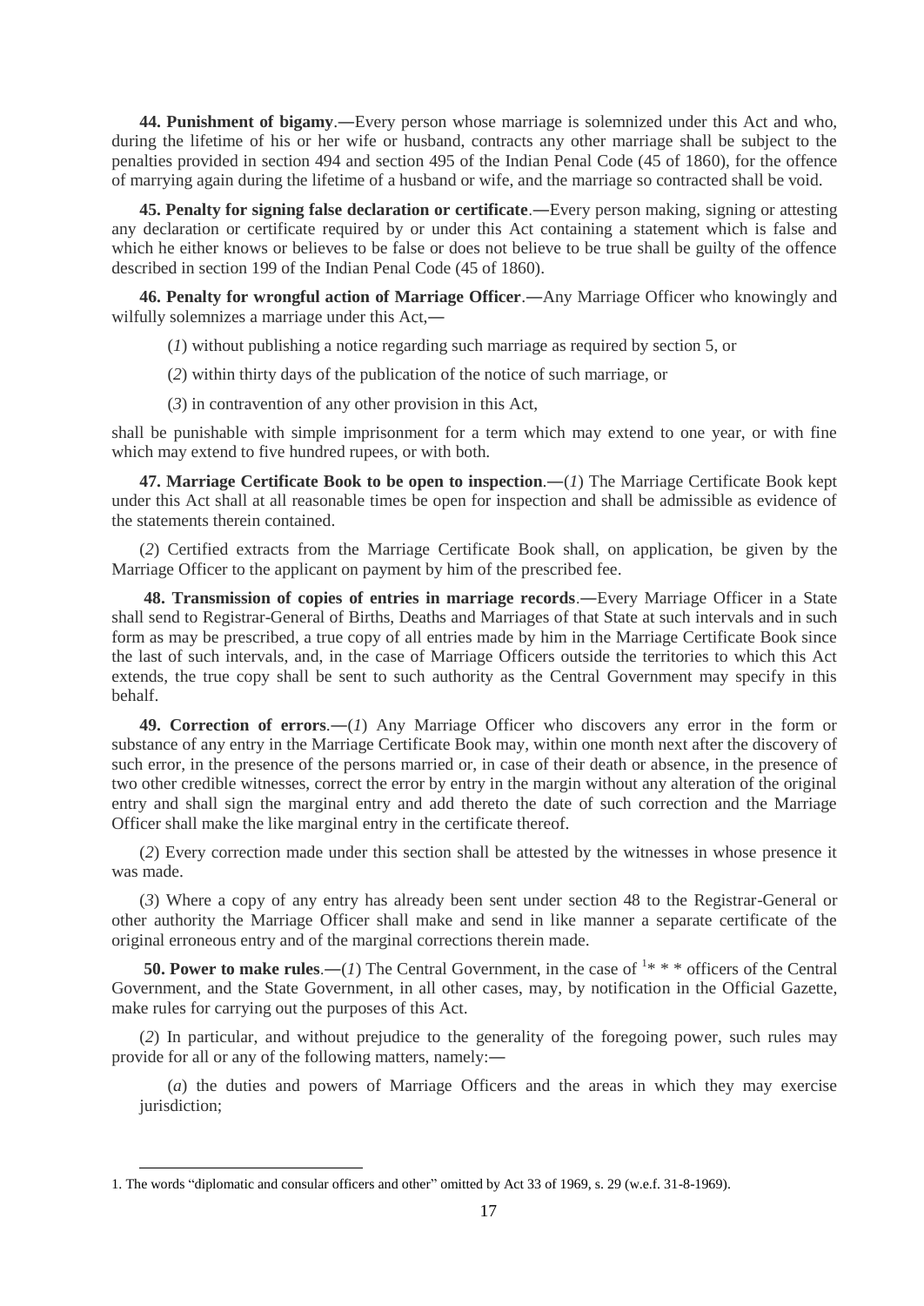**44. Punishment of bigamy**.―Every person whose marriage is solemnized under this Act and who, during the lifetime of his or her wife or husband, contracts any other marriage shall be subject to the penalties provided in section 494 and section 495 of the Indian Penal Code (45 of 1860), for the offence of marrying again during the lifetime of a husband or wife, and the marriage so contracted shall be void.

**45. Penalty for signing false declaration or certificate**.―Every person making, signing or attesting any declaration or certificate required by or under this Act containing a statement which is false and which he either knows or believes to be false or does not believe to be true shall be guilty of the offence described in section 199 of the Indian Penal Code (45 of 1860).

**46. Penalty for wrongful action of Marriage Officer**.―Any Marriage Officer who knowingly and wilfully solemnizes a marriage under this Act,―

(*1*) without publishing a notice regarding such marriage as required by section 5, or

(*2*) within thirty days of the publication of the notice of such marriage, or

(*3*) in contravention of any other provision in this Act,

shall be punishable with simple imprisonment for a term which may extend to one year, or with fine which may extend to five hundred rupees, or with both.

**47. Marriage Certificate Book to be open to inspection**.―(*1*) The Marriage Certificate Book kept under this Act shall at all reasonable times be open for inspection and shall be admissible as evidence of the statements therein contained.

(*2*) Certified extracts from the Marriage Certificate Book shall, on application, be given by the Marriage Officer to the applicant on payment by him of the prescribed fee.

**48. Transmission of copies of entries in marriage records**.―Every Marriage Officer in a State shall send to Registrar-General of Births, Deaths and Marriages of that State at such intervals and in such form as may be prescribed, a true copy of all entries made by him in the Marriage Certificate Book since the last of such intervals, and, in the case of Marriage Officers outside the territories to which this Act extends, the true copy shall be sent to such authority as the Central Government may specify in this behalf.

**49. Correction of errors**.―(*1*) Any Marriage Officer who discovers any error in the form or substance of any entry in the Marriage Certificate Book may, within one month next after the discovery of such error, in the presence of the persons married or, in case of their death or absence, in the presence of two other credible witnesses, correct the error by entry in the margin without any alteration of the original entry and shall sign the marginal entry and add thereto the date of such correction and the Marriage Officer shall make the like marginal entry in the certificate thereof.

(*2*) Every correction made under this section shall be attested by the witnesses in whose presence it was made.

(*3*) Where a copy of any entry has already been sent under section 48 to the Registrar-General or other authority the Marriage Officer shall make and send in like manner a separate certificate of the original erroneous entry and of the marginal corrections therein made.

**50. Power to make rules**.―(*1*) The Central Government, in the case of [1]* * * officers of the Central Government, and the State Government, in all other cases, may, by notification in the Official Gazette, make rules for carrying out the purposes of this Act.

(*2*) In particular, and without prejudice to the generality of the foregoing power, such rules may provide for all or any of the following matters, namely:―

(*a*) the duties and powers of Marriage Officers and the areas in which they may exercise jurisdiction;

---

1. The words "diplomatic and consular officers and other" omitted by Act 33 of 1969, s. 29 (w.e.f. 31-8-1969).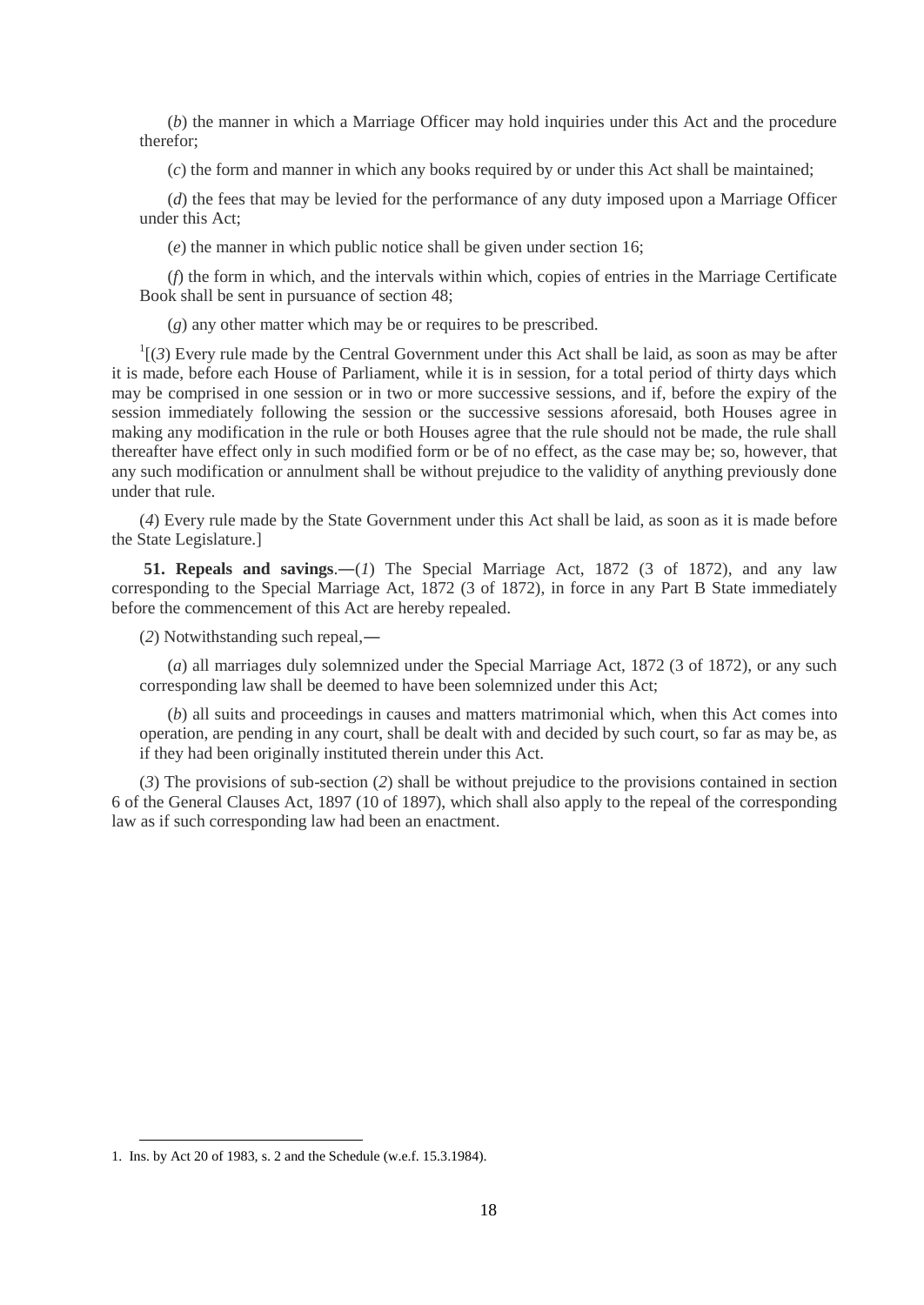(*b*) the manner in which a Marriage Officer may hold inquiries under this Act and the procedure therefor;

(*c*) the form and manner in which any books required by or under this Act shall be maintained;

(*d*) the fees that may be levied for the performance of any duty imposed upon a Marriage Officer under this Act;

(*e*) the manner in which public notice shall be given under section 16;

(*f*) the form in which, and the intervals within which, copies of entries in the Marriage Certificate Book shall be sent in pursuance of section 48;

(*g*) any other matter which may be or requires to be prescribed.

[1][(*3*) Every rule made by the Central Government under this Act shall be laid, as soon as may be after it is made, before each House of Parliament, while it is in session, for a total period of thirty days which may be comprised in one session or in two or more successive sessions, and if, before the expiry of the session immediately following the session or the successive sessions aforesaid, both Houses agree in making any modification in the rule or both Houses agree that the rule should not be made, the rule shall thereafter have effect only in such modified form or be of no effect, as the case may be; so, however, that any such modification or annulment shall be without prejudice to the validity of anything previously done under that rule.

(*4*) Every rule made by the State Government under this Act shall be laid, as soon as it is made before the State Legislature.]

**51. Repeals and savings**.—(*1*) The Special Marriage Act, 1872 (3 of 1872), and any law corresponding to the Special Marriage Act, 1872 (3 of 1872), in force in any Part B State immediately before the commencement of this Act are hereby repealed.

(*2*) Notwithstanding such repeal,—

(*a*) all marriages duly solemnized under the Special Marriage Act, 1872 (3 of 1872), or any such corresponding law shall be deemed to have been solemnized under this Act;

(*b*) all suits and proceedings in causes and matters matrimonial which, when this Act comes into operation, are pending in any court, shall be dealt with and decided by such court, so far as may be, as if they had been originally instituted therein under this Act.

(*3*) The provisions of sub-section (*2*) shall be without prejudice to the provisions contained in section 6 of the General Clauses Act, 1897 (10 of 1897), which shall also apply to the repeal of the corresponding law as if such corresponding law had been an enactment.

---

1. Ins. by Act 20 of 1983, s. 2 and the Schedule (w.e.f. 15.3.1984).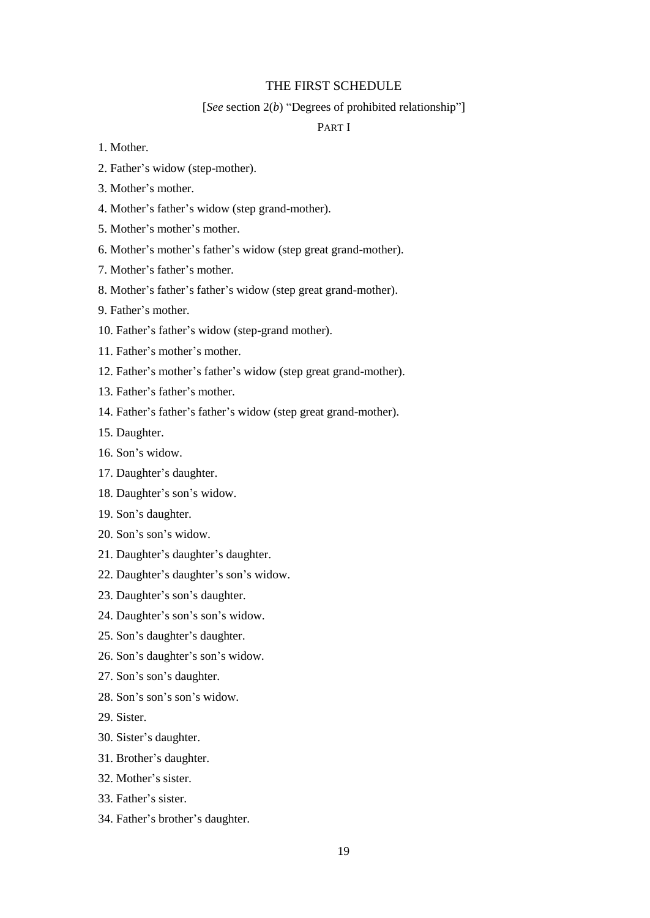## THE FIRST SCHEDULE

[*See* section 2(*b*) "Degrees of prohibited relationship"]

PART I

1. Mother.
2. Father's widow (step-mother).
3. Mother's mother.
4. Mother's father's widow (step grand-mother).
5. Mother's mother's mother.
6. Mother's mother's father's widow (step great grand-mother).
7. Mother's father's mother.
8. Mother's father's father's widow (step great grand-mother).
9. Father's mother.
10. Father's father's widow (step-grand mother).
11. Father's mother's mother.
12. Father's mother's father's widow (step great grand-mother).
13. Father's father's mother.
14. Father's father's father's widow (step great grand-mother).
15. Daughter.
16. Son's widow.
17. Daughter's daughter.
18. Daughter's son's widow.
19. Son's daughter.
20. Son's son's widow.
21. Daughter's daughter's daughter.
22. Daughter's daughter's son's widow.
23. Daughter's son's daughter.
24. Daughter's son's son's widow.
25. Son's daughter's daughter.
26. Son's daughter's son's widow.
27. Son's son's daughter.
28. Son's son's son's widow.
29. Sister.
30. Sister's daughter.
31. Brother's daughter.
32. Mother's sister.
33. Father's sister.
34. Father's brother's daughter.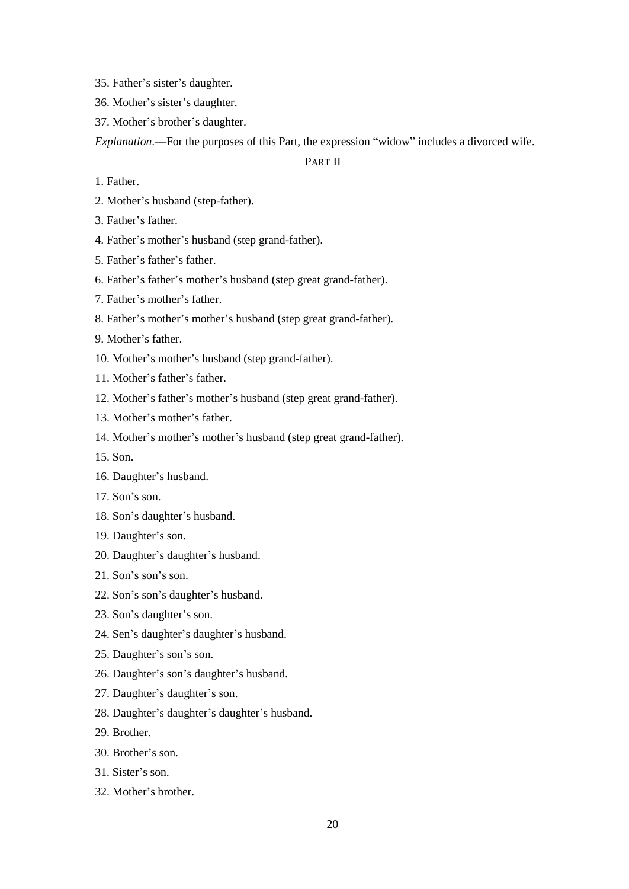35. Father’s sister’s daughter.

36. Mother’s sister’s daughter.

37. Mother’s brother’s daughter.

*Explanation*.―For the purposes of this Part, the expression “widow” includes a divorced wife.

PART II

1. Father.

2. Mother’s husband (step-father).

3. Father’s father.

4. Father’s mother’s husband (step grand-father).

5. Father’s father’s father.

6. Father’s father’s mother’s husband (step great grand-father).

7. Father’s mother’s father.

8. Father’s mother’s mother’s husband (step great grand-father).

9. Mother’s father.

10. Mother’s mother’s husband (step grand-father).

11. Mother’s father’s father.

12. Mother’s father’s mother’s husband (step great grand-father).

13. Mother’s mother’s father.

14. Mother’s mother’s mother’s husband (step great grand-father).

15. Son.

16. Daughter’s husband.

17. Son’s son.

18. Son’s daughter’s husband.

19. Daughter’s son.

20. Daughter’s daughter’s husband.

21. Son’s son’s son.

22. Son’s son’s daughter’s husband.

23. Son’s daughter’s son.

24. Sen’s daughter’s daughter’s husband.

25. Daughter’s son’s son.

26. Daughter’s son’s daughter’s husband.

27. Daughter’s daughter’s son.

28. Daughter’s daughter’s daughter’s husband.

29. Brother.

30. Brother’s son.

31. Sister’s son.

32. Mother’s brother.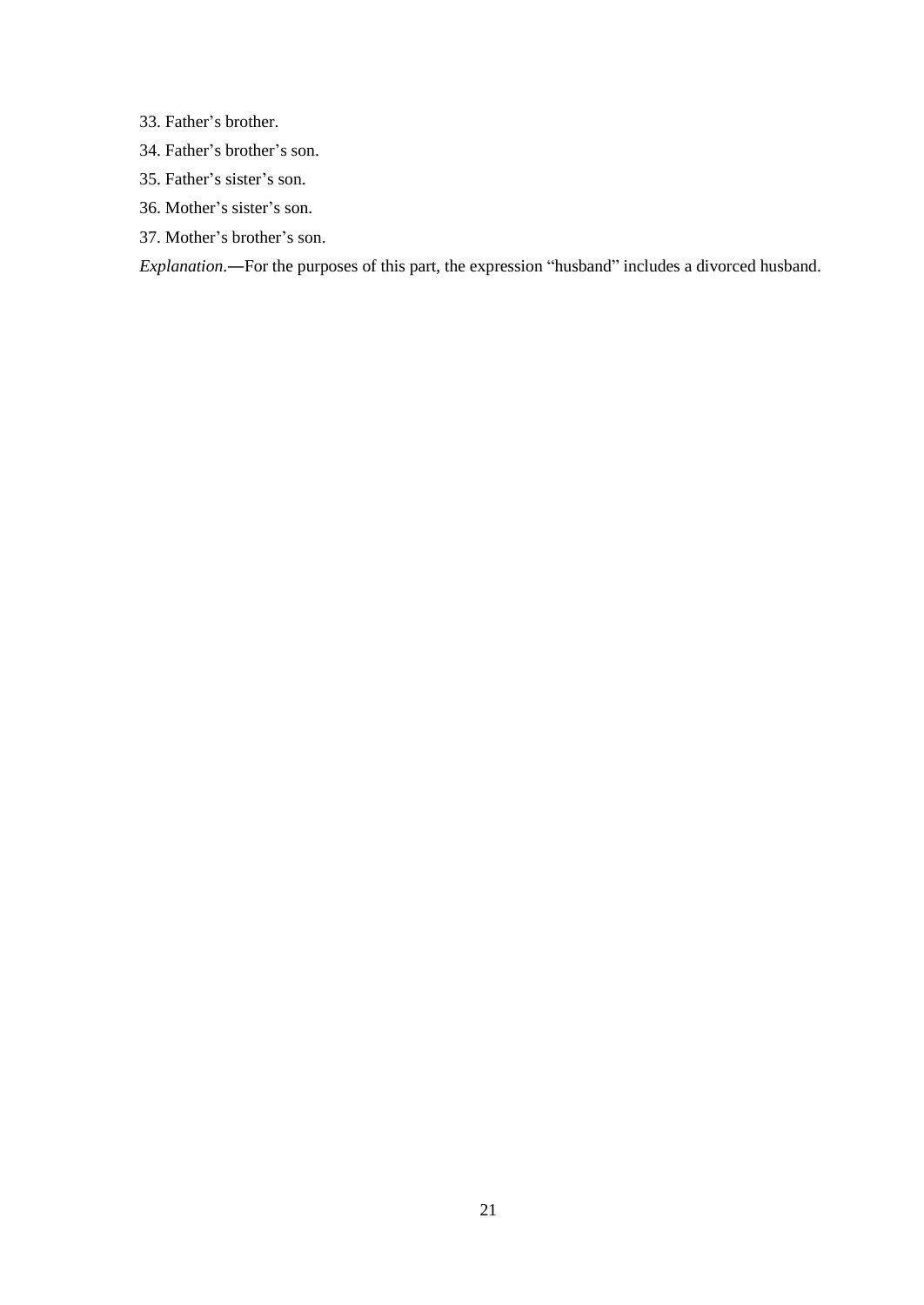33. Father's brother.

34. Father's brother's son.

35. Father's sister's son.

36. Mother's sister's son.

37. Mother's brother's son.

*Explanation*.—For the purposes of this part, the expression "husband" includes a divorced husband.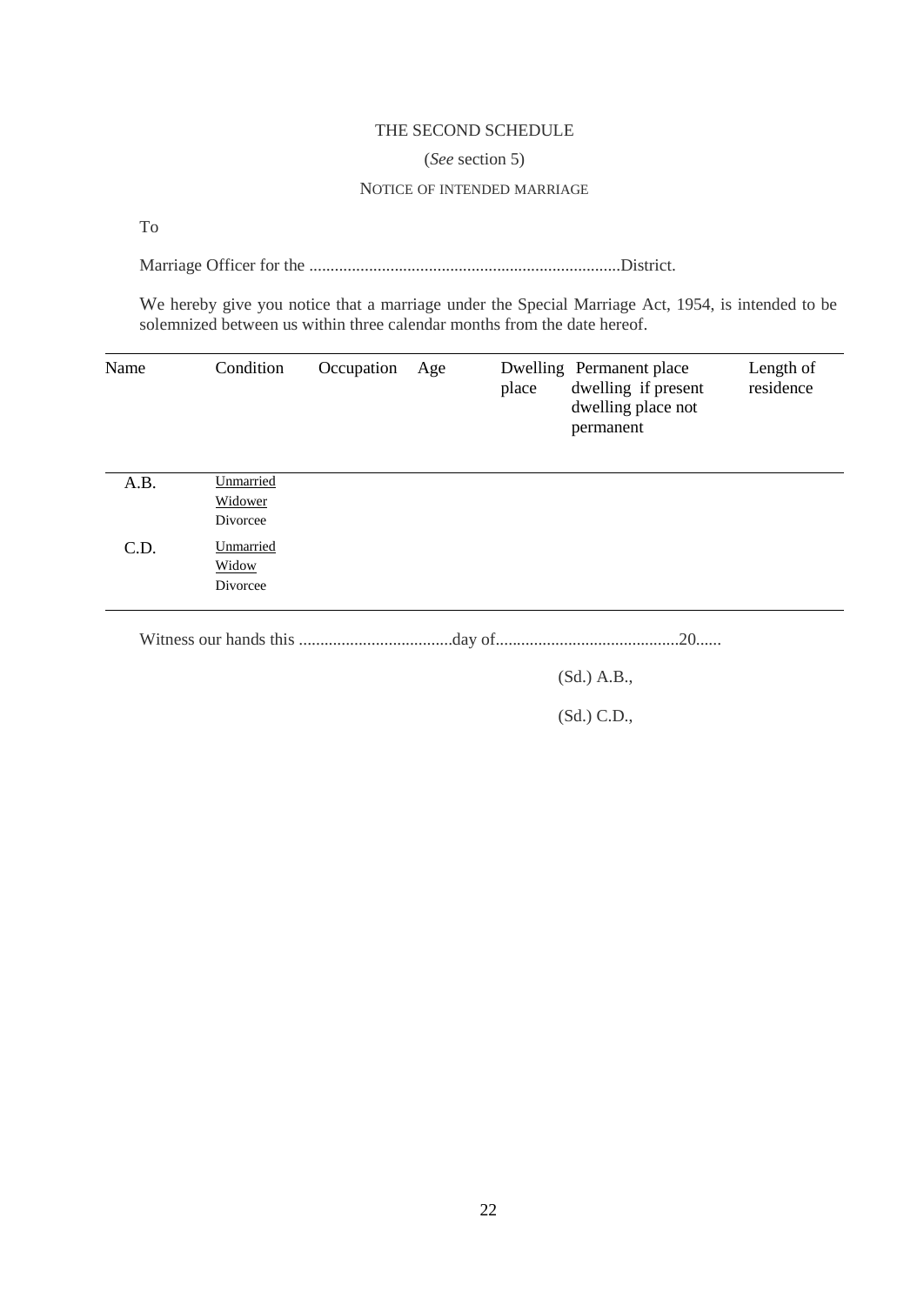THE SECOND SCHEDULE

(*See* section 5)

NOTICE OF INTENDED MARRIAGE

To

Marriage Officer for the .........................................................................District.

We hereby give you notice that a marriage under the Special Marriage Act, 1954, is intended to be solemnized between us within three calendar months from the date hereof.

| Name | Condition | Occupation | Age | Dwelling place | Permanent place dwelling if present dwelling place not permanent | Length of residence |
|---|---|---|---|---|---|---|
| A.B. | Unmarried<br>Widower<br>Divorcee | | | | | |
| C.D. | Unmarried<br>Widow<br>Divorcee | | | | | |

Witness our hands this ....................................day of...........................................20......

(Sd.) A.B.,

(Sd.) C.D.,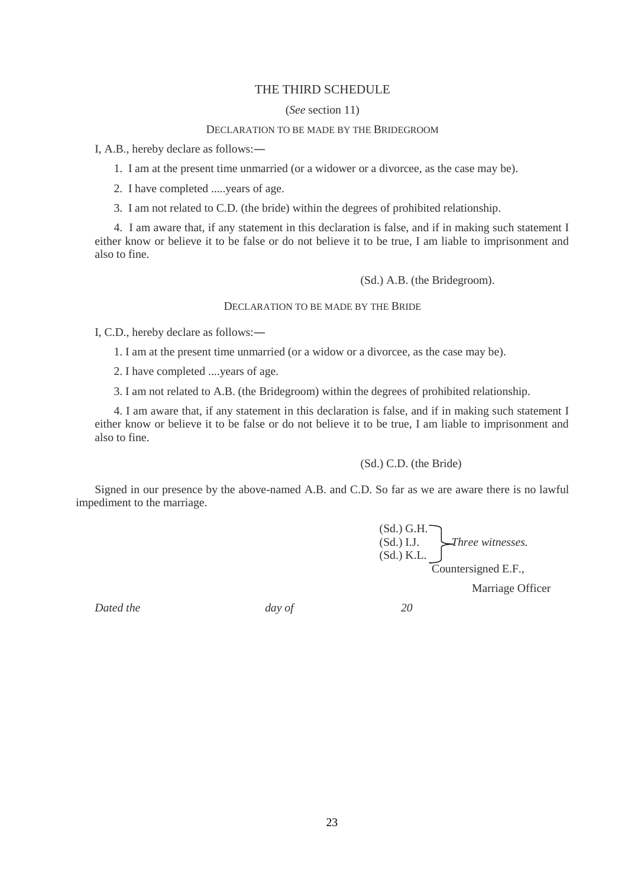## THE THIRD SCHEDULE

(*See* section 11)

### DECLARATION TO BE MADE BY THE BRIDEGROOM

I, A.B., hereby declare as follows:—

1. I am at the present time unmarried (or a widower or a divorcee, as the case may be).
2. I have completed .....years of age.
3. I am not related to C.D. (the bride) within the degrees of prohibited relationship.
4. I am aware that, if any statement in this declaration is false, and if in making such statement I either know or believe it to be false or do not believe it to be true, I am liable to imprisonment and also to fine.

(Sd.) A.B. (the Bridegroom).

### DECLARATION TO BE MADE BY THE BRIDE

I, C.D., hereby declare as follows:—

1. I am at the present time unmarried (or a widow or a divorcee, as the case may be).
2. I have completed ....years of age.
3. I am not related to A.B. (the Bridegroom) within the degrees of prohibited relationship.
4. I am aware that, if any statement in this declaration is false, and if in making such statement I either know or believe it to be false or do not believe it to be true, I am liable to imprisonment and also to fine.

(Sd.) C.D. (the Bride)

Signed in our presence by the above-named A.B. and C.D. So far as we are aware there is no lawful impediment to the marriage.

(Sd.) G.H.
(Sd.) I.J.
(Sd.) K.L.
} *Three witnesses.*

Countersigned E.F.,

Marriage Officer

*Dated the* *day of* *20*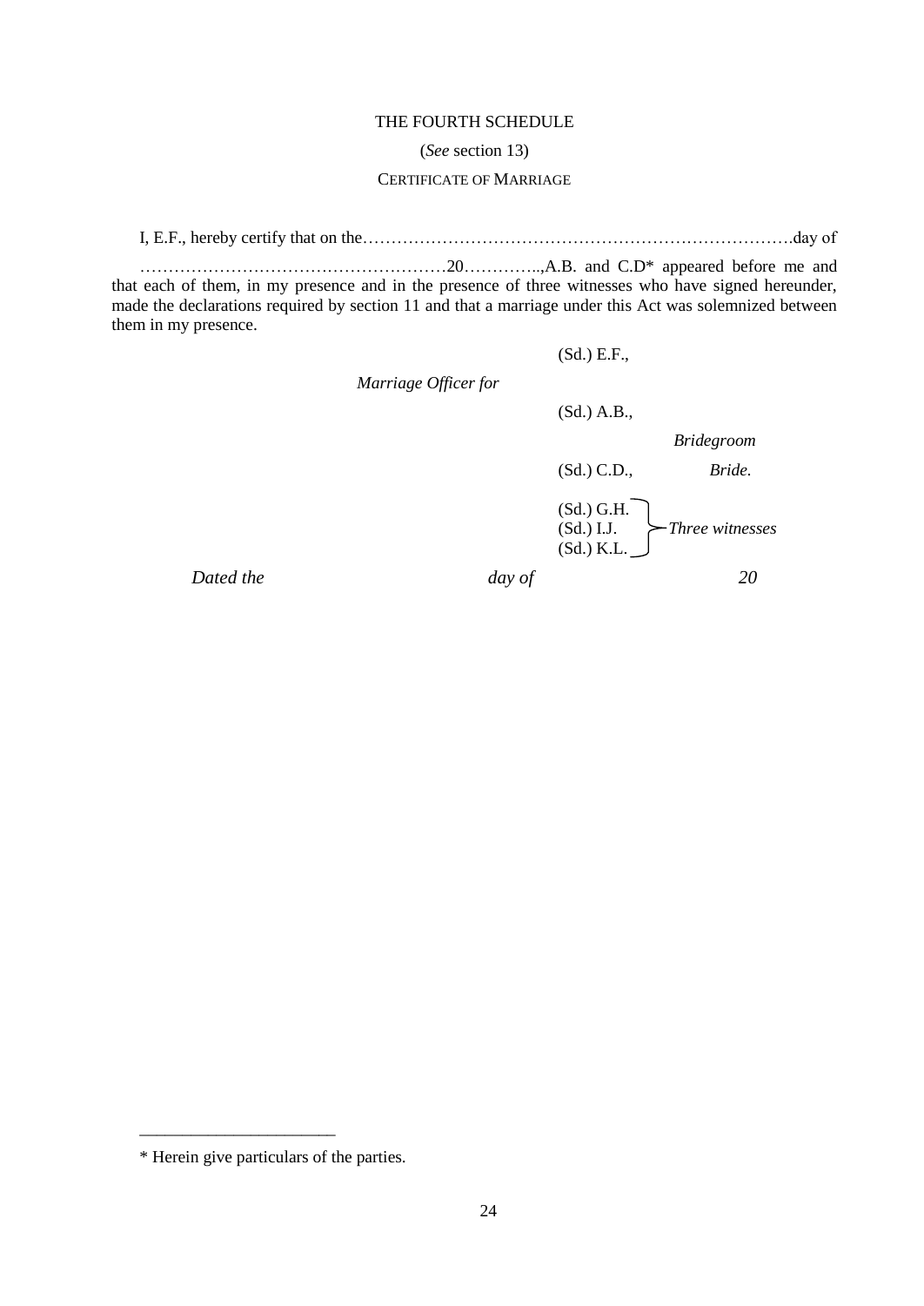THE FOURTH SCHEDULE

(*See* section 13)

CERTIFICATE OF MARRIAGE

I, E.F., hereby certify that on the………………………………………………………………….day of ………………………………………………20…………..,A.B. and C.D* appeared before me and that each of them, in my presence and in the presence of three witnesses who have signed hereunder, made the declarations required by section 11 and that a marriage under this Act was solemnized between them in my presence.

(Sd.) E.F.,

*Marriage Officer for*

(Sd.) A.B.,

*Bridegroom*

(Sd.) C.D., *Bride.*

(Sd.) G.H.
(Sd.) I.J.
(Sd.) K.L.
*Three witnesses*

*Dated the* *day of* *20*

---

\* Herein give particulars of the parties.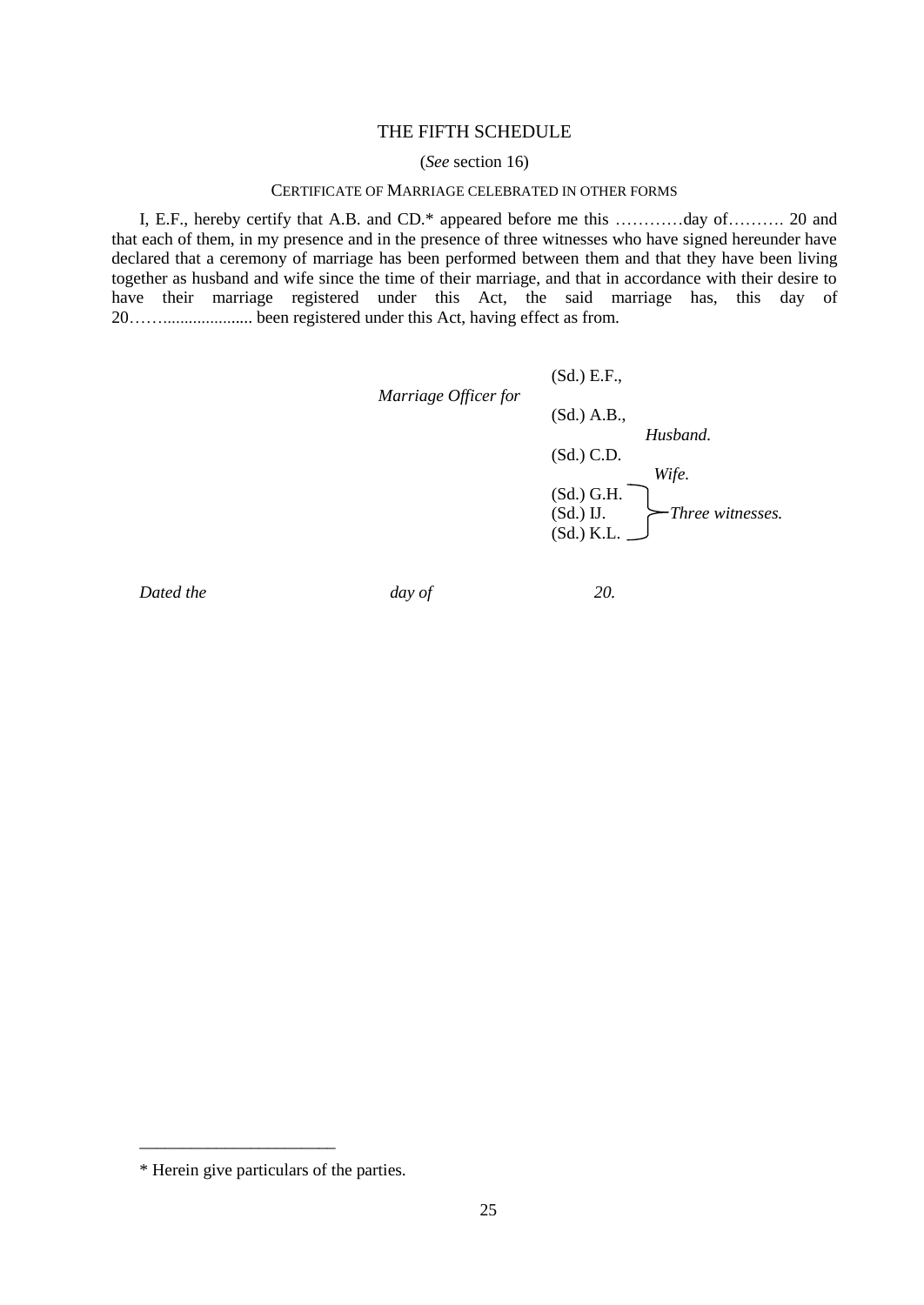THE FIFTH SCHEDULE

(*See* section 16)

CERTIFICATE OF MARRIAGE CELEBRATED IN OTHER FORMS

I, E.F., hereby certify that A.B. and CD.* appeared before me this …………day of………. 20 and that each of them, in my presence and in the presence of three witnesses who have signed hereunder have declared that a ceremony of marriage has been performed between them and that they have been living together as husband and wife since the time of their marriage, and that in accordance with their desire to have their marriage registered under this Act, the said marriage has, this day of 20……..................... been registered under this Act, having effect as from.

(Sd.) E.F.,
*Marriage Officer for*

(Sd.) A.B.,
*Husband*.

(Sd.) C.D.
*Wife.*

(Sd.) G.H.
(Sd.) IJ.
(Sd.) K.L.
*Three witnesses.*

*Dated the day of 20.*

---

\* Herein give particulars of the parties.